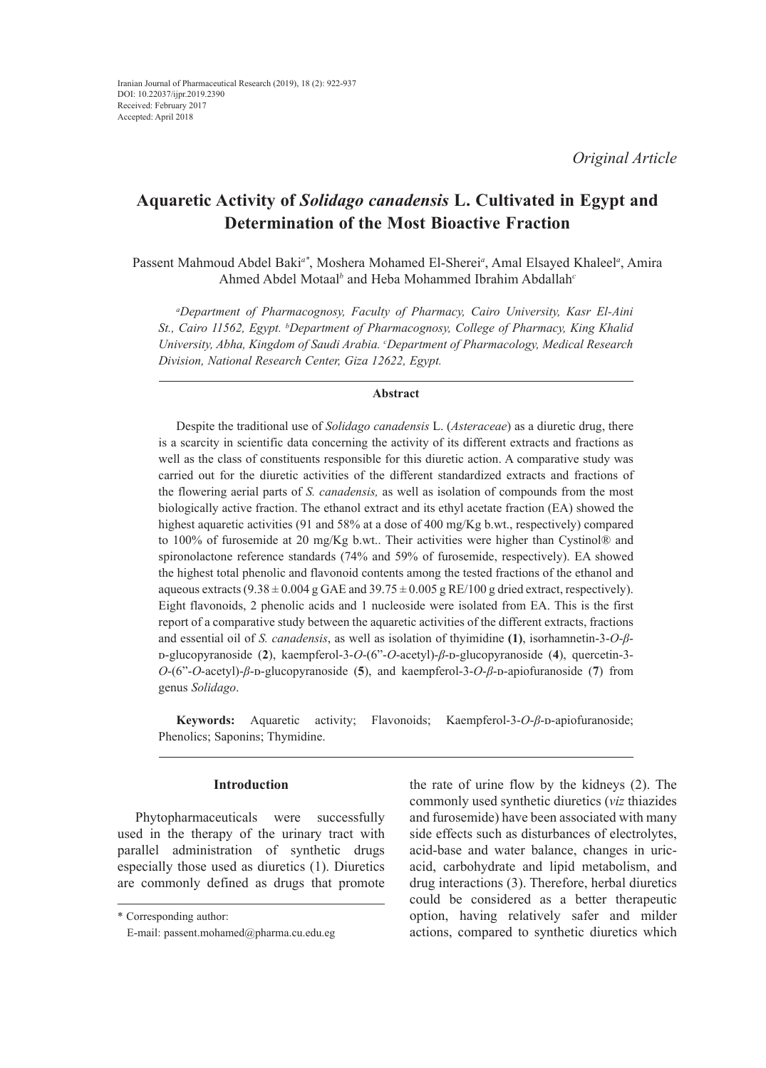Iranian Journal of Pharmaceutical Research (2019), 18 (2): 922-937
DOI: 10.22037/ijpr.2019.2390
Received: February 2017
Accepted: April 2018

*Original Article*

# Aquaretic Activity of *Solidago canadensis* L. Cultivated in Egypt and Determination of the Most Bioactive Fraction

Passent Mahmoud Abdel Baki[a*], Moshera Mohamed El-Sherei[a], Amal Elsayed Khaleel[a], Amira Ahmed Abdel Motaal[b] and Heba Mohammed Ibrahim Abdallah[c]

*[a]Department of Pharmacognosy, Faculty of Pharmacy, Cairo University, Kasr El-Aini St., Cairo 11562, Egypt. [b]Department of Pharmacognosy, College of Pharmacy, King Khalid University, Abha, Kingdom of Saudi Arabia. [c]Department of Pharmacology, Medical Research Division, National Research Center, Giza 12622, Egypt.*

### Abstract

Despite the traditional use of *Solidago canadensis* L. (*Asteraceae*) as a diuretic drug, there is a scarcity in scientific data concerning the activity of its different extracts and fractions as well as the class of constituents responsible for this diuretic action. A comparative study was carried out for the diuretic activities of the different standardized extracts and fractions of the flowering aerial parts of *S. canadensis,* as well as isolation of compounds from the most biologically active fraction. The ethanol extract and its ethyl acetate fraction (EA) showed the highest aquaretic activities (91 and 58% at a dose of 400 mg/Kg b.wt., respectively) compared to 100% of furosemide at 20 mg/Kg b.wt.. Their activities were higher than Cystinol® and spironolactone reference standards (74% and 59% of furosemide, respectively). EA showed the highest total phenolic and flavonoid contents among the tested fractions of the ethanol and aqueous extracts (9.38 ± 0.004 g GAE and 39.75 ± 0.005 g RE/100 g dried extract, respectively). Eight flavonoids, 2 phenolic acids and 1 nucleoside were isolated from EA. This is the first report of a comparative study between the aquaretic activities of the different extracts, fractions and essential oil of *S. canadensis*, as well as isolation of thyimidine **(1)**, isorhamnetin-3-*O*-*β*-D-glucopyranoside (**2**), kaempferol-3-*O*-(6”-*O*-acetyl)-*β*-D-glucopyranoside (**4**), quercetin-3-*O*-(6”-*O*-acetyl)-*β*-D-glucopyranoside (**5**), and kaempferol-3-*O*-*β*-D-apiofuranoside (**7**) from genus *Solidago*.

**Keywords:** Aquaretic activity; Flavonoids; Kaempferol-3-*O*-*β*-D-apiofuranoside; Phenolics; Saponins; Thymidine.

### Introduction

Phytopharmaceuticals were successfully used in the therapy of the urinary tract with parallel administration of synthetic drugs especially those used as diuretics (1). Diuretics are commonly defined as drugs that promote the rate of urine flow by the kidneys (2). The commonly used synthetic diuretics (*viz* thiazides and furosemide) have been associated with many side effects such as disturbances of electrolytes, acid-base and water balance, changes in uric-acid, carbohydrate and lipid metabolism, and drug interactions (3). Therefore, herbal diuretics could be considered as a better therapeutic option, having relatively safer and milder actions, compared to synthetic diuretics which

\* Corresponding author:
E-mail: passent.mohamed@pharma.cu.edu.eg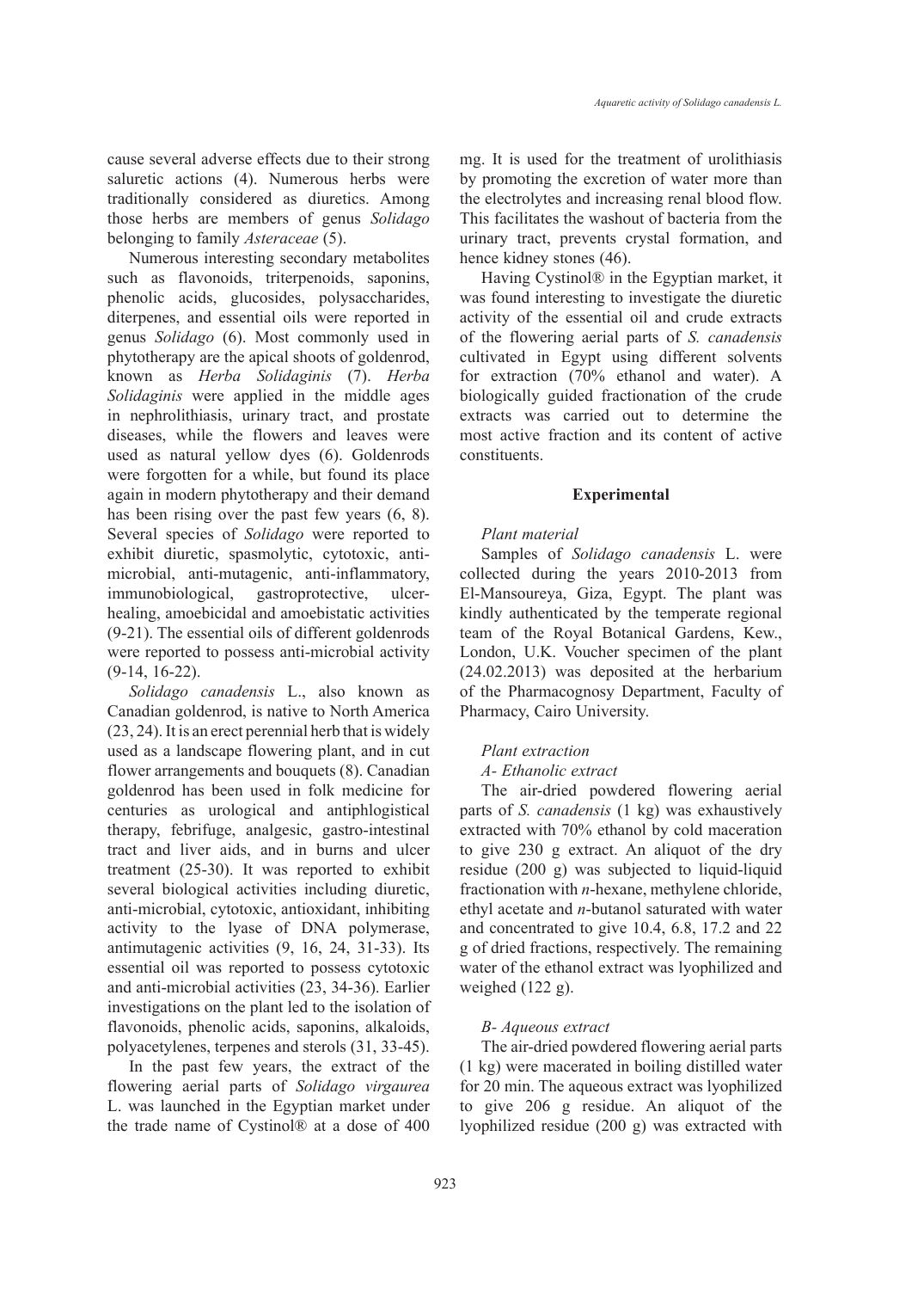cause several adverse effects due to their strong saluretic actions (4). Numerous herbs were traditionally considered as diuretics. Among those herbs are members of genus *Solidago* belonging to family *Asteraceae* (5).

Numerous interesting secondary metabolites such as flavonoids, triterpenoids, saponins, phenolic acids, glucosides, polysaccharides, diterpenes, and essential oils were reported in genus *Solidago* (6). Most commonly used in phytotherapy are the apical shoots of goldenrod, known as *Herba Solidaginis* (7). *Herba Solidaginis* were applied in the middle ages in nephrolithiasis, urinary tract, and prostate diseases, while the flowers and leaves were used as natural yellow dyes (6). Goldenrods were forgotten for a while, but found its place again in modern phytotherapy and their demand has been rising over the past few years (6, 8). Several species of *Solidago* were reported to exhibit diuretic, spasmolytic, cytotoxic, anti-microbial, anti-mutagenic, anti-inflammatory, immunobiological, gastroprotective, ulcer-healing, amoebicidal and amoebistatic activities (9-21). The essential oils of different goldenrods were reported to possess anti-microbial activity (9-14, 16-22).

*Solidago canadensis* L., also known as Canadian goldenrod, is native to North America (23, 24). It is an erect perennial herb that is widely used as a landscape flowering plant, and in cut flower arrangements and bouquets (8). Canadian goldenrod has been used in folk medicine for centuries as urological and antiphlogistical therapy, febrifuge, analgesic, gastro-intestinal tract and liver aids, and in burns and ulcer treatment (25-30). It was reported to exhibit several biological activities including diuretic, anti-microbial, cytotoxic, antioxidant, inhibiting activity to the lyase of DNA polymerase, antimutagenic activities (9, 16, 24, 31-33). Its essential oil was reported to possess cytotoxic and anti-microbial activities (23, 34-36). Earlier investigations on the plant led to the isolation of flavonoids, phenolic acids, saponins, alkaloids, polyacetylenes, terpenes and sterols (31, 33-45).

In the past few years, the extract of the flowering aerial parts of *Solidago virgaurea* L. was launched in the Egyptian market under the trade name of Cystinol® at a dose of 400 mg. It is used for the treatment of urolithiasis by promoting the excretion of water more than the electrolytes and increasing renal blood flow. This facilitates the washout of bacteria from the urinary tract, prevents crystal formation, and hence kidney stones (46).

Having Cystinol® in the Egyptian market, it was found interesting to investigate the diuretic activity of the essential oil and crude extracts of the flowering aerial parts of *S. canadensis* cultivated in Egypt using different solvents for extraction (70% ethanol and water). A biologically guided fractionation of the crude extracts was carried out to determine the most active fraction and its content of active constituents.

## Experimental

### *Plant material*

Samples of *Solidago canadensis* L. were collected during the years 2010-2013 from El-Mansoureya, Giza, Egypt. The plant was kindly authenticated by the temperate regional team of the Royal Botanical Gardens, Kew., London, U.K. Voucher specimen of the plant (24.02.2013) was deposited at the herbarium of the Pharmacognosy Department, Faculty of Pharmacy, Cairo University.

### *Plant extraction*

#### *A- Ethanolic extract*

The air-dried powdered flowering aerial parts of *S. canadensis* (1 kg) was exhaustively extracted with 70% ethanol by cold maceration to give 230 g extract. An aliquot of the dry residue (200 g) was subjected to liquid-liquid fractionation with *n*-hexane, methylene chloride, ethyl acetate and *n*-butanol saturated with water and concentrated to give 10.4, 6.8, 17.2 and 22 g of dried fractions, respectively. The remaining water of the ethanol extract was lyophilized and weighed (122 g).

#### *B- Aqueous extract*

The air-dried powdered flowering aerial parts (1 kg) were macerated in boiling distilled water for 20 min. The aqueous extract was lyophilized to give 206 g residue. An aliquot of the lyophilized residue (200 g) was extracted with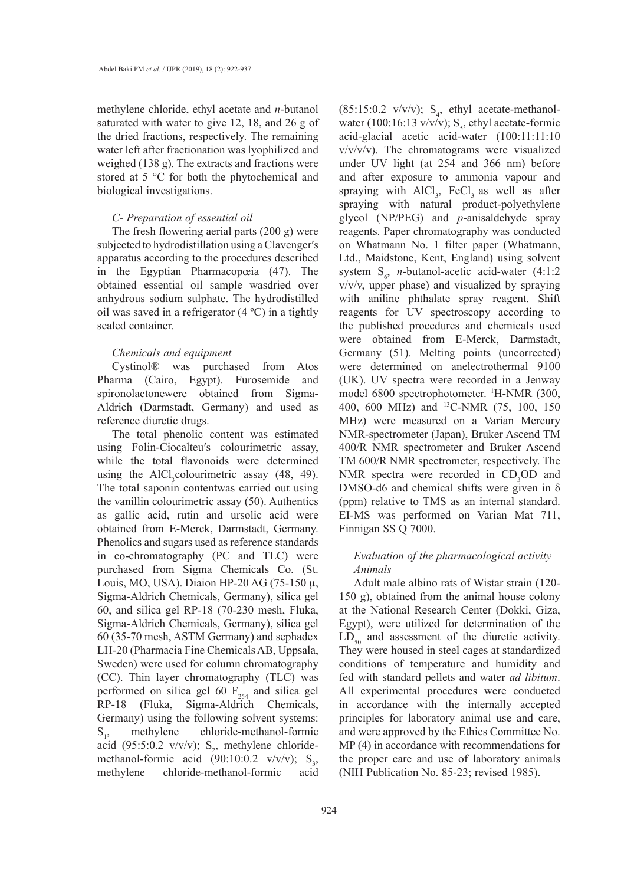methylene chloride, ethyl acetate and *n*-butanol saturated with water to give 12, 18, and 26 g of the dried fractions, respectively. The remaining water left after fractionation was lyophilized and weighed (138 g). The extracts and fractions were stored at 5 °C for both the phytochemical and biological investigations.

### *C- Preparation of essential oil*

The fresh flowering aerial parts (200 g) were subjected to hydrodistillation using a Clavenger′s apparatus according to the procedures described in the Egyptian Pharmacopœia (47). The obtained essential oil sample wasdried over anhydrous sodium sulphate. The hydrodistilled oil was saved in a refrigerator (4 ºC) in a tightly sealed container.

### *Chemicals and equipment*

Cystinol® was purchased from Atos Pharma (Cairo, Egypt). Furosemide and spironolactonewere obtained from Sigma-Aldrich (Darmstadt, Germany) and used as reference diuretic drugs.

The total phenolic content was estimated using Folin-Ciocalteu′s colourimetric assay, while the total flavonoids were determined using the $AlCl_3$colourimetric assay (48, 49). The total saponin contentwas carried out using the vanillin colourimetric assay (50). Authentics as gallic acid, rutin and ursolic acid were obtained from E-Merck, Darmstadt, Germany. Phenolics and sugars used as reference standards in co-chromatography (PC and TLC) were purchased from Sigma Chemicals Co. (St. Louis, MO, USA). Diaion HP-20 AG (75-150 μ, Sigma-Aldrich Chemicals, Germany), silica gel 60, and silica gel RP-18 (70-230 mesh, Fluka, Sigma-Aldrich Chemicals, Germany), silica gel 60 (35-70 mesh, ASTM Germany) and sephadex LH-20 (Pharmacia Fine Chemicals AB, Uppsala, Sweden) were used for column chromatography (CC). Thin layer chromatography (TLC) was performed on silica gel 60 $F_{254}$ and silica gel RP-18 (Fluka, Sigma-Aldrich Chemicals, Germany) using the following solvent systems: $S_1$, methylene chloride-methanol-formic acid (95:5:0.2 v/v/v); $S_2$, methylene chloride-methanol-formic acid (90:10:0.2 v/v/v); $S_3$, methylene chloride-methanol-formic acid (85:15:0.2 v/v/v); $S_4$, ethyl acetate-methanol-water (100:16:13 v/v/v); $S_5$, ethyl acetate-formic acid-glacial acetic acid-water (100:11:11:10 v/v/v/v). The chromatograms were visualized under UV light (at 254 and 366 nm) before and after exposure to ammonia vapour and spraying with $AlCl_3$, $FeCl_3$ as well as after spraying with natural product-polyethylene glycol (NP/PEG) and *p*-anisaldehyde spray reagents. Paper chromatography was conducted on Whatmann No. 1 filter paper (Whatmann, Ltd., Maidstone, Kent, England) using solvent system $S_6$, *n*-butanol-acetic acid-water (4:1:2 v/v/v, upper phase) and visualized by spraying with aniline phthalate spray reagent. Shift reagents for UV spectroscopy according to the published procedures and chemicals used were obtained from E-Merck, Darmstadt, Germany (51). Melting points (uncorrected) were determined on anelectrothermal 9100 (UK). UV spectra were recorded in a Jenway model 6800 spectrophotometer. $^1$H-NMR (300, 400, 600 MHz) and $^{13}$C-NMR (75, 100, 150 MHz) were measured on a Varian Mercury NMR-spectrometer (Japan), Bruker Ascend TM 400/R NMR spectrometer and Bruker Ascend TM 600/R NMR spectrometer, respectively. The NMR spectra were recorded in $CD_3OD$ and DMSO-d6 and chemical shifts were given in δ (ppm) relative to TMS as an internal standard. EI-MS was performed on Varian Mat 711, Finnigan SS Q 7000.

### *Evaluation of the pharmacological activity*

#### *Animals*

Adult male albino rats of Wistar strain (120-150 g), obtained from the animal house colony at the National Research Center (Dokki, Giza, Egypt), were utilized for determination of the $LD_{50}$ and assessment of the diuretic activity. They were housed in steel cages at standardized conditions of temperature and humidity and fed with standard pellets and water *ad libitum*. All experimental procedures were conducted in accordance with the internally accepted principles for laboratory animal use and care, and were approved by the Ethics Committee No. MP (4) in accordance with recommendations for the proper care and use of laboratory animals (NIH Publication No. 85-23; revised 1985).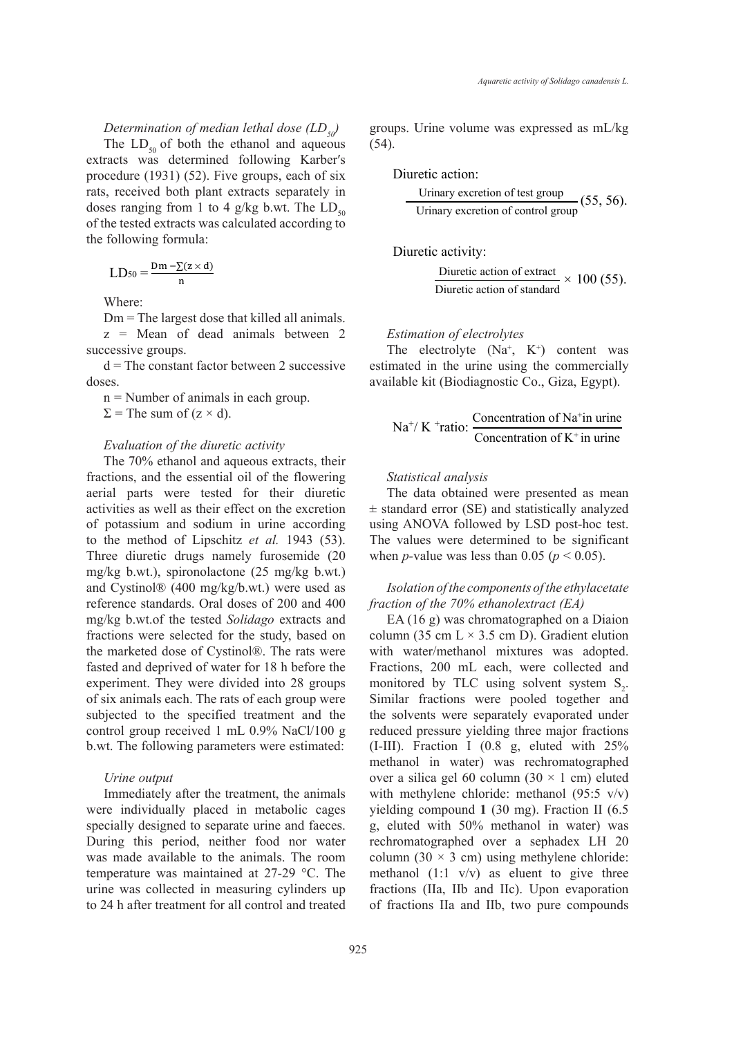*Determination of median lethal dose ($LD_{50}$)*

The $LD_{50}$ of both the ethanol and aqueous extracts was determined following Karber′s procedure (1931) (52). Five groups, each of six rats, received both plant extracts separately in doses ranging from 1 to 4 g/kg b.wt. The $LD_{50}$ of the tested extracts was calculated according to the following formula:

$$LD_{50} = \frac{Dm - \sum(z \times d)}{n}$$

Where:

Dm = The largest dose that killed all animals.

z = Mean of dead animals between 2 successive groups.

d = The constant factor between 2 successive doses.

n = Number of animals in each group.

Σ = The sum of (z × d).

*Evaluation of the diuretic activity*

The 70% ethanol and aqueous extracts, their fractions, and the essential oil of the flowering aerial parts were tested for their diuretic activities as well as their effect on the excretion of potassium and sodium in urine according to the method of Lipschitz *et al.* 1943 (53). Three diuretic drugs namely furosemide (20 mg/kg b.wt.), spironolactone (25 mg/kg b.wt.) and Cystinol® (400 mg/kg/b.wt.) were used as reference standards. Oral doses of 200 and 400 mg/kg b.wt.of the tested *Solidago* extracts and fractions were selected for the study, based on the marketed dose of Cystinol®. The rats were fasted and deprived of water for 18 h before the experiment. They were divided into 28 groups of six animals each. The rats of each group were subjected to the specified treatment and the control group received 1 mL 0.9% NaCl/100 g b.wt. The following parameters were estimated:

*Urine output*

Immediately after the treatment, the animals were individually placed in metabolic cages specially designed to separate urine and faeces. During this period, neither food nor water was made available to the animals. The room temperature was maintained at 27-29 °C. The urine was collected in measuring cylinders up to 24 h after treatment for all control and treated groups. Urine volume was expressed as mL/kg (54).

Diuretic action:

$$\frac{\text{Urinary excretion of test group}}{\text{Urinary excretion of control group}} \text{ (55, 56).}$$

Diuretic activity:

$$\frac{\text{Diuretic action of extract}}{\text{Diuretic action of standard}} \times 100 \text{ (55).}$$

*Estimation of electrolytes*

The electrolyte ($Na^+$, $K^+$) content was estimated in the urine using the commercially available kit (Biodiagnostic Co., Giza, Egypt).

$$Na^+/K^+ \text{ ratio: } \frac{\text{Concentration of } Na^+ \text{in urine}}{\text{Concentration of } K^+ \text{ in urine}}$$

*Statistical analysis*

The data obtained were presented as mean ± standard error (SE) and statistically analyzed using ANOVA followed by LSD post-hoc test. The values were determined to be significant when *p*-value was less than 0.05 ($p < 0.05$).

*Isolation of the components of the ethylacetate fraction of the 70% ethanolextract (EA)*

EA (16 g) was chromatographed on a Diaion column (35 cm L × 3.5 cm D). Gradient elution with water/methanol mixtures was adopted. Fractions, 200 mL each, were collected and monitored by TLC using solvent system $S_2$. Similar fractions were pooled together and the solvents were separately evaporated under reduced pressure yielding three major fractions (I-III). Fraction I (0.8 g, eluted with 25% methanol in water) was rechromatographed over a silica gel 60 column (30 × 1 cm) eluted with methylene chloride: methanol (95:5 v/v) yielding compound **1** (30 mg). Fraction II (6.5 g, eluted with 50% methanol in water) was rechromatographed over a sephadex LH 20 column (30 × 3 cm) using methylene chloride: methanol (1:1 v/v) as eluent to give three fractions (IIa, IIb and IIc). Upon evaporation of fractions IIa and IIb, two pure compounds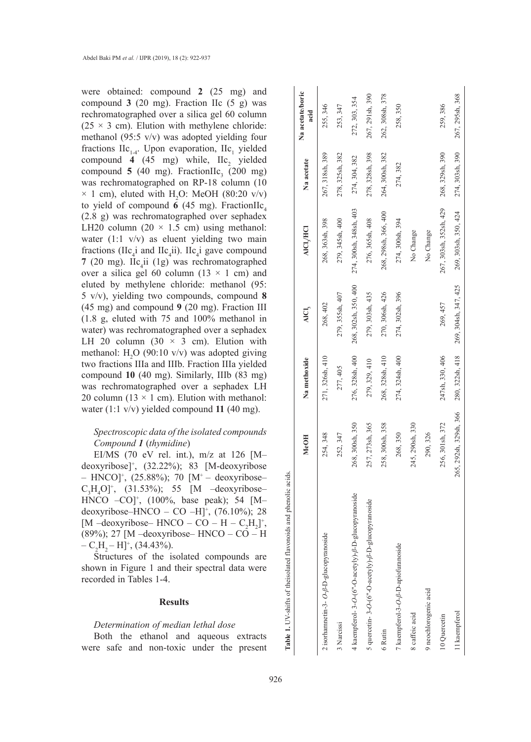were obtained: compound **2** (25 mg) and compound **3** (20 mg). Fraction IIc (5 g) was rechromatographed over a silica gel 60 column (25 × 3 cm). Elution with methylene chloride: methanol (95:5 v/v) was adopted yielding four fractions $IIc_{1-4}$. Upon evaporation, $IIc_1$ yielded compound **4** (45 mg) while, $IIc_2$ yielded compound **5** (40 mg). Fraction$IIc_3$ (200 mg) was rechromatographed on RP-18 column (10 × 1 cm), eluted with $H_2O$: MeOH (80:20 v/v) to yield of compound **6** (45 mg). Fraction$IIc_4$ (2.8 g) was rechromatographed over sephadex LH20 column (20 × 1.5 cm) using methanol: water (1:1 v/v) as eluent yielding two main fractions ($IIc_4$i and $IIc_4$ii). $IIc_4$i gave compound **7** (20 mg). $IIc_4$ii (1g) was rechromatographed over a silica gel 60 column (13 × 1 cm) and eluted by methylene chloride: methanol (95: 5 v/v), yielding two compounds, compound **8** (45 mg) and compound **9** (20 mg). Fraction III (1.8 g, eluted with 75 and 100% methanol in water) was rechromatographed over a sephadex LH 20 column (30 × 3 cm). Elution with methanol: $H_2O$ (90:10 v/v) was adopted giving two fractions IIIa and IIIb. Fraction IIIa yielded compound **10** (40 mg). Similarly, IIIb (83 mg) was rechromatographed over a sephadex LH 20 column (13 × 1 cm). Elution with methanol: water (1:1 v/v) yielded compound **11** (40 mg).

*Spectroscopic data of the isolated compounds*

*Compound 1* (*thymidine*)

EI/MS (70 eV rel. int.), m/z at 126 [M–deoxyribose]$^+$, (32.22%); 83 [M-deoxyribose – HNCO]$^+$, (25.88%); 70 [M$^+$ – deoxyribose– $C_3H_4O$]$^+$, (31.53%); 55 [M –deoxyribose– HNCO –CO]$^+$, (100%, base peak); 54 [M–deoxyribose–HNCO – CO –H]$^+$, (76.10%); 28 [M –deoxyribose– HNCO – CO – H – $C_2H_2$]$^+$, (89%); 27 [M –deoxyribose– HNCO – CO – H – $C_2H_2$ – H]$^+$, (34.43%).

Structures of the isolated compounds are shown in Figure 1 and their spectral data were recorded in Tables 1-4.

## Results

*Determination of median lethal dose*

Both the ethanol and aqueous extracts were safe and non-toxic under the present

**Table 1.** UV-shifts of theisolated flavonoids and phenolic acids.

| | MeOH | Na methoxide | $AlCl_3$ | $AlCl_3$/HCl | Na acetate | Na acetate/boric acid |
|---|---|---|---|---|---|---|
| 2 isorhamnetin-3- *O*-*β*-D-glucopyranoside | 254, 348 | 271, 326sh, 410 | 268, 402 | 268, 363sh, 398 | 267, 318sh, 389 | 255, 346 |
| 3 Narcissi | 252, 347 | 277, 405 | 279, 355sh, 407 | 279, 345sh, 400 | 278, 325sh, 382 | 253, 347 |
| 4 kaempferol- 3-*O*-(6''-O-acetyly)-*β*-D-glucopyranoside | 268, 300sh, 350 | 276, 328sh, 400 | 268, 302sh, 350, 400 | 274, 300sh, 348sh, 403 | 274, 304, 382 | 272, 303, 354 |
| 5 quercetin- 3-*O*-(6''-O-acetyly)-*β*-D-glucopyranoside | 257, 273sh, 365 | 279, 329, 410 | 279, 303sh, 435 | 276, 365sh, 408 | 278, 328sh, 398 | 267, 291sh, 390 |
| 6 Rutin | 258, 300sh, 358 | 268, 328sh, 410 | 270, 306sh, 426 | 268, 298sh, 366, 400 | 264, 300sh, 382 | 262, 308sh, 378 |
| 7 kaempferol-3-*O*-*β*-D-apiofuranoside | 268, 350 | 274, 324sh, 400 | 274, 302sh, 396 | 274, 300sh, 394 | 274, 382 | 258, 350 |
| 8 caffeic acid | 245, 290sh, 330 | | | No Change | | |
| 9 neochlorogenic acid | 290, 326 | | | No Change | | |
| 10 Quercetin | 256, 301sh, 372 | 247sh, 330, 406 | 269, 457 | 267, 303sh, 352sh, 429 | 268, 329sh, 390 | 259, 386 |
| 11 kaempferol | 265, 292sh, 329sh, 366 | 280, 322sh, 418 | 269, 304sh, 347, 425 | 269, 303sh, 350, 424 | 274, 303sh, 390 | 267, 295sh, 368 |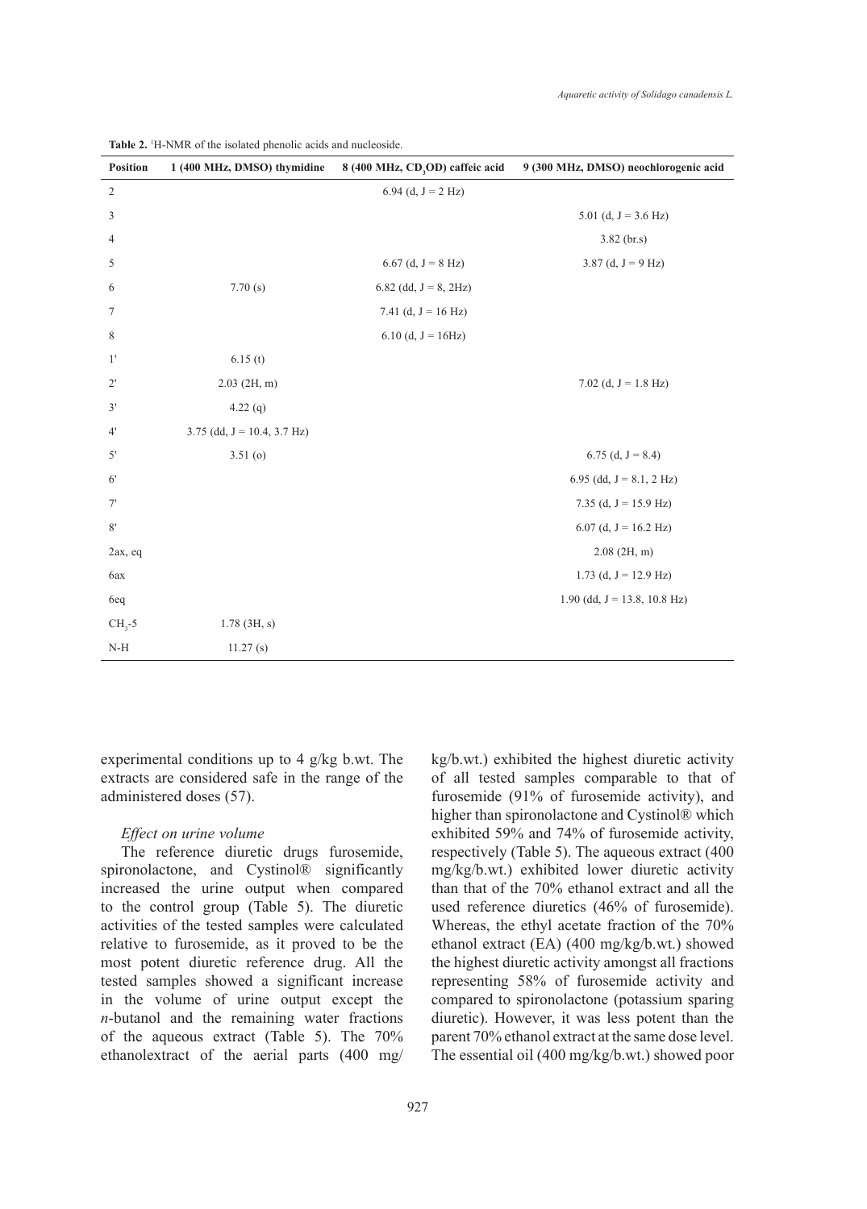**Table 2.** [1]H-NMR of the isolated phenolic acids and nucleoside.

| Position | 1 (400 MHz, DMSO) thymidine | 8 (400 MHz, $CD_3OD$) caffeic acid | 9 (300 MHz, DMSO) neochlorogenic acid |
|---|---|---|---|
| 2 | | 6.94 (d, J = 2 Hz) | |
| 3 | | | 5.01 (d, J = 3.6 Hz) |
| 4 | | | 3.82 (br.s) |
| 5 | | 6.67 (d, J = 8 Hz) | 3.87 (d, J = 9 Hz) |
| 6 | 7.70 (s) | 6.82 (dd, J = 8, 2Hz) | |
| 7 | | 7.41 (d, J = 16 Hz) | |
| 8 | | 6.10 (d, J = 16Hz) | |
| 1' | 6.15 (t) | | |
| 2' | 2.03 (2H, m) | | 7.02 (d, J = 1.8 Hz) |
| 3' | 4.22 (q) | | |
| 4' | 3.75 (dd, J = 10.4, 3.7 Hz) | | |
| 5' | 3.51 (o) | | 6.75 (d, J = 8.4) |
| 6' | | | 6.95 (dd, J = 8.1, 2 Hz) |
| 7' | | | 7.35 (d, J = 15.9 Hz) |
| 8' | | | 6.07 (d, J = 16.2 Hz) |
| 2ax, eq | | | 2.08 (2H, m) |
| 6ax | | | 1.73 (d, J = 12.9 Hz) |
| 6eq | | | 1.90 (dd, J = 13.8, 10.8 Hz) |
| $CH_3$-5 | 1.78 (3H, s) | | |
| N-H | 11.27 (s) | | |

experimental conditions up to 4 g/kg b.wt. The extracts are considered safe in the range of the administered doses (57).

*Effect on urine volume*

The reference diuretic drugs furosemide, spironolactone, and Cystinol® significantly increased the urine output when compared to the control group (Table 5). The diuretic activities of the tested samples were calculated relative to furosemide, as it proved to be the most potent diuretic reference drug. All the tested samples showed a significant increase in the volume of urine output except the *n*-butanol and the remaining water fractions of the aqueous extract (Table 5). The 70% ethanolextract of the aerial parts (400 mg/kg/b.wt.) exhibited the highest diuretic activity of all tested samples comparable to that of furosemide (91% of furosemide activity), and higher than spironolactone and Cystinol® which exhibited 59% and 74% of furosemide activity, respectively (Table 5). The aqueous extract (400 mg/kg/b.wt.) exhibited lower diuretic activity than that of the 70% ethanol extract and all the used reference diuretics (46% of furosemide). Whereas, the ethyl acetate fraction of the 70% ethanol extract (EA) (400 mg/kg/b.wt.) showed the highest diuretic activity amongst all fractions representing 58% of furosemide activity and compared to spironolactone (potassium sparing diuretic). However, it was less potent than the parent 70% ethanol extract at the same dose level. The essential oil (400 mg/kg/b.wt.) showed poor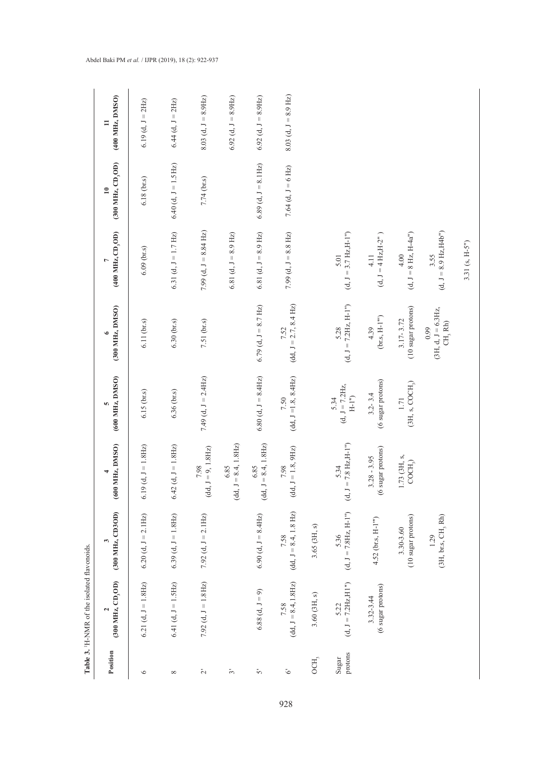**Table 3.** $^1$H-NMR of the isolated flavonoids.

| Position | 2 (300 MHz, $CD_3OD$) | 3 (300 MHz, CD3OD) | 4 (600 MHz, DMSO) | 5 (600 MHz, DMSO) | 6 (300 MHz, DMSO) | 7 (400 MHz, $CD_3OD$) | 10 (300 MHz, $CD_3OD$) | 11 (400 MHz, DMSO) |
|---|---|---|---|---|---|---|---|---|
| 6 | 6.21 (d, J = 1.8Hz) | 6.20 (d, J = 2.1Hz) | 6.19 (d, J = 1.8Hz) | 6.15 (br.s) | 6.11 (br.s) | 6.09 (br.s) | 6.18 (br.s) | 6.19 (d, J = 2Hz) |
| 8 | 6.41 (d, J = 1.5Hz) | 6.39 (d, J = 1.8Hz) | 6.42 (d, J = 1.8Hz) | 6.36 (br.s) | 6.30 (br.s) | 6.31 (d, J = 1.7 Hz) | 6.40 (d, J = 1.5Hz) | 6.44 (d, J = 2Hz) |
| 2' | 7.92 (d, J = 1.8 Hz) | 7.92 (d, J = 2.1Hz) | 7.98 (dd, J = 9, 1.8Hz) | 7.49 (d, J = 2.4Hz) | 7.51 (br.s) | 7.99 (d, J = 8.84 Hz) | 7.74 (br.s) | 8.03 (d, J = 8.9Hz) |
| 3' | | | 6.85 (dd, J = 8.4, 1.8Hz) | | | 6.81 (d, J = 8.9 Hz) | | 6.92 (d, J = 8.9Hz) |
| 5' | 6.88 (d, J = 9) | 6.90 (d, J = 8.4Hz) | 6.85 (dd, J = 8.4, 1.8Hz) | 6.80 (d, J = 8.4Hz) | 6.79 (d, J = 8.7 Hz) | 6.81 (d, J = 8.9 Hz) | 6.89 (d, J = 8.1Hz) | 6.92 (d, J = 8.9Hz) |
| 6' | 7.58 (dd, J = 8.4,1.8Hz) | 7.58 (dd, J = 8.4, 1.8 Hz) | 7.98 (dd, J = 1.8, 9Hz) | 7.50 (dd, J =1.8, 8.4Hz) | 7.52 (dd, J = 2.7, 8.4 Hz) | 7.99 (d, J = 8.8 Hz) | 7.64 (d, J = 6 Hz) | 8.03 (d, J = 8.9 Hz) |
| $OCH_3$ | 3.60 (3H, s) | 3.65 (3H, s) | | | | | | |
| Sugar protons | 5.22 (d, J = 7.2Hz, H1'') | 5.36 (d, J = 7.8Hz, H-1'') | 5.34 (d, J = 7.8 Hz, H-1'') | 5.34 (d, J = 7.2Hz, H-1'') | 5.28 (d, J = 7.2Hz, H-1'') | 5.01 (d, J = 3.7 Hz, H-1'') | | |
| | 3.32-3.44 (6 sugar protons) | 4.52 (br.s, H-1''') | 3.28 - 3.95 (6 sugar protons) | 3.2- 3.4 (6 sugar protons) | 4.39 (br.s, H-1''') | 4.11 (d, J = 4 Hz, H-2'') | | |
| | | 3.30-3.60 (10 sugar protons) | 1.73 (3H, s, $COCH_3$) | 1.71 (3H, s, $COCH_3$) | 3.17- 3.72 (10 sugar protons) | 4.00 (d, J = 8 Hz, H-4a'') | | |
| | | 1.29 (3H, br.s, $CH_3$ Rh) | | | 0.99 (3H, d, J = 6.3Hz, $CH_3$ Rh) | 3.55 (d, J = 8.9 Hz, H4b'') | | |
| | | | | | | 3.31 (s, H-5'') | | |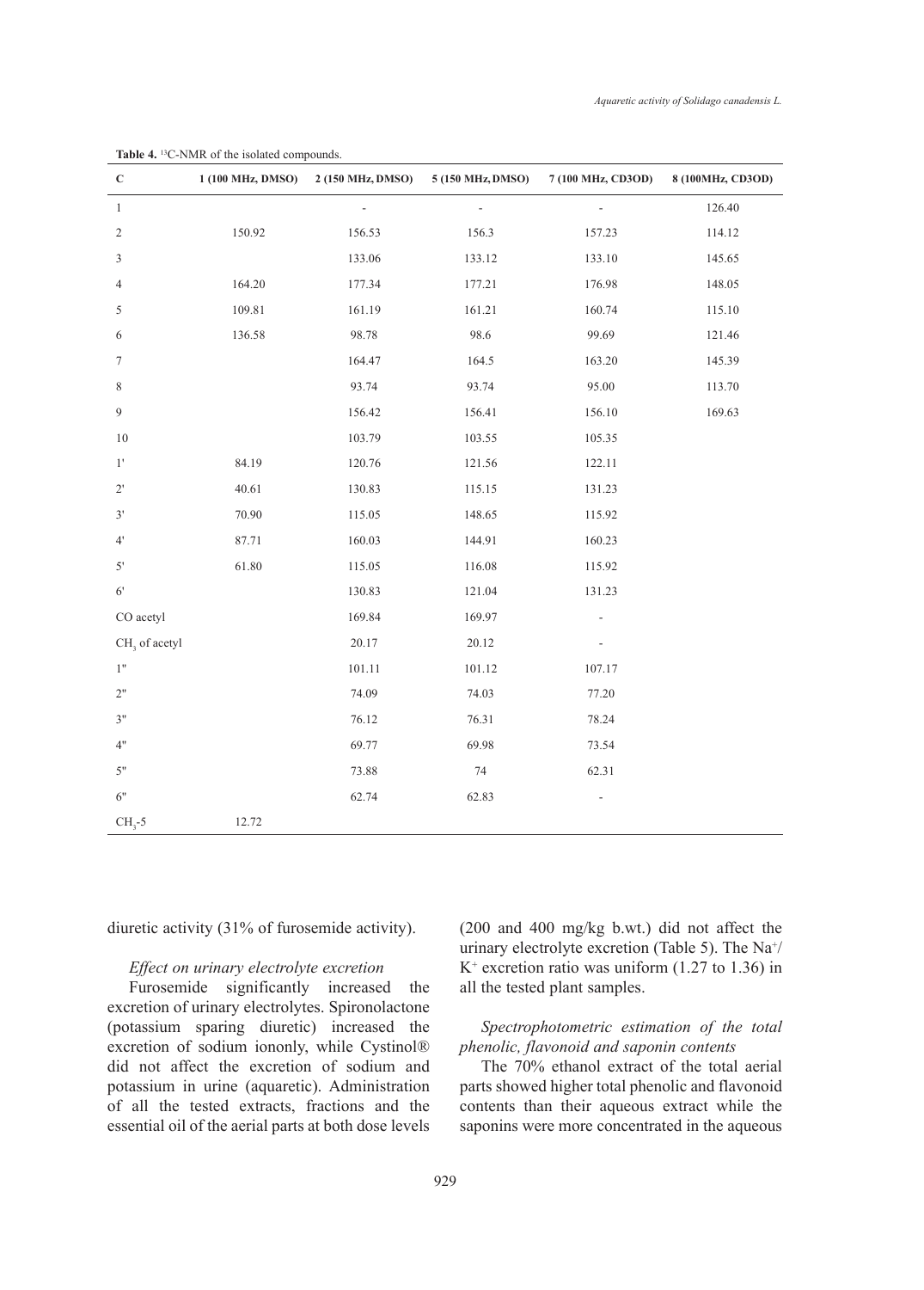**Table 4.** $^{13}$C-NMR of the isolated compounds.

| C | 1 (100 MHz, DMSO) | 2 (150 MHz, DMSO) | 5 (150 MHz, DMSO) | 7 (100 MHz, CD3OD) | 8 (100MHz, CD3OD) |
|---|---|---|---|---|---|
| 1 | | - | - | - | 126.40 |
| 2 | 150.92 | 156.53 | 156.3 | 157.23 | 114.12 |
| 3 | | 133.06 | 133.12 | 133.10 | 145.65 |
| 4 | 164.20 | 177.34 | 177.21 | 176.98 | 148.05 |
| 5 | 109.81 | 161.19 | 161.21 | 160.74 | 115.10 |
| 6 | 136.58 | 98.78 | 98.6 | 99.69 | 121.46 |
| 7 | | 164.47 | 164.5 | 163.20 | 145.39 |
| 8 | | 93.74 | 93.74 | 95.00 | 113.70 |
| 9 | | 156.42 | 156.41 | 156.10 | 169.63 |
| 10 | | 103.79 | 103.55 | 105.35 | |
| 1' | 84.19 | 120.76 | 121.56 | 122.11 | |
| 2' | 40.61 | 130.83 | 115.15 | 131.23 | |
| 3' | 70.90 | 115.05 | 148.65 | 115.92 | |
| 4' | 87.71 | 160.03 | 144.91 | 160.23 | |
| 5' | 61.80 | 115.05 | 116.08 | 115.92 | |
| 6' | | 130.83 | 121.04 | 131.23 | |
| CO acetyl | | 169.84 | 169.97 | - | |
| $CH_3$ of acetyl | | 20.17 | 20.12 | - | |
| 1'' | | 101.11 | 101.12 | 107.17 | |
| 2'' | | 74.09 | 74.03 | 77.20 | |
| 3'' | | 76.12 | 76.31 | 78.24 | |
| 4'' | | 69.77 | 69.98 | 73.54 | |
| 5'' | | 73.88 | 74 | 62.31 | |
| 6'' | | 62.74 | 62.83 | - | |
| $CH_3$-5 | 12.72 | | | | |

diuretic activity (31% of furosemide activity).

*Effect on urinary electrolyte excretion*

Furosemide significantly increased the excretion of urinary electrolytes. Spironolactone (potassium sparing diuretic) increased the excretion of sodium ion only, while Cystinol® did not affect the excretion of sodium and potassium in urine (aquaretic). Administration of all the tested extracts, fractions and the essential oil of the aerial parts at both dose levels (200 and 400 mg/kg b.wt.) did not affect the urinary electrolyte excretion (Table 5). The $Na^+/K^+$ excretion ratio was uniform (1.27 to 1.36) in all the tested plant samples.

*Spectrophotometric estimation of the total phenolic, flavonoid and saponin contents*

The 70% ethanol extract of the total aerial parts showed higher total phenolic and flavonoid contents than their aqueous extract while the saponins were more concentrated in the aqueous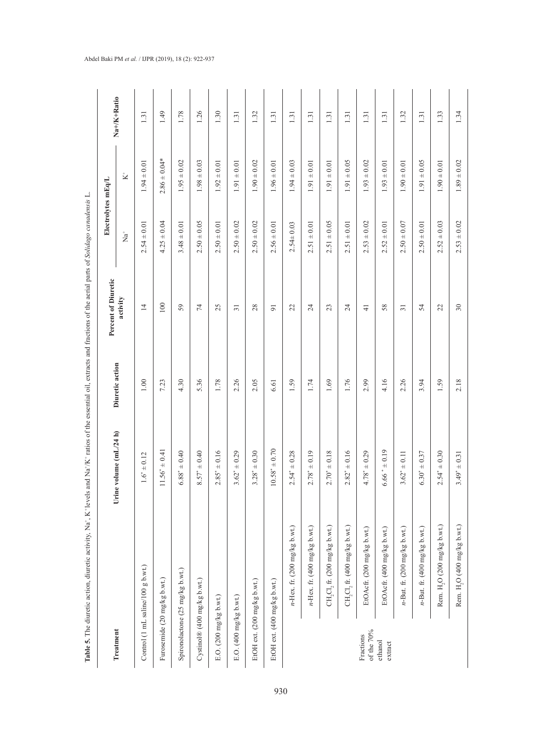**Table 5.** The diuretic action, diuretic activity, $Na^+$, $K^+$ levels and $Na^+/K^+$ ratios of the essential oil, extracts and fractions of the aerial parts of *Solidago canadensis* L.

| Treatment | | Urine volume (mL/24 h) | Diuretic action | Percent of Diuretic activity | Electrolytes mEq/L | | Na+/K+Ratio |
|---|---|---|---|---|---|---|---|
| | | | | | $Na^+$ | $K^+$ | |
| Control (1 mL saline/100 g b.wt.) | | $1.6^* \pm 0.12$ | 1.00 | 14 | $2.54 \pm 0.01$ | $1.94 \pm 0.01$ | 1.31 |
| Furosemide (20 mg/kg b.wt.) | | $11.56^* \pm 0.41$ | 7.23 | 100 | $4.25 \pm 0.04$ | $2.86 \pm 0.04^*$ | 1.49 |
| Spironolactone (25 mg/kg b.wt.) | | $6.88^* \pm 0.40$ | 4.30 | 59 | $3.48 \pm 0.01$ | $1.95 \pm 0.02$ | 1.78 |
| Cystinol® (400 mg/kg b.wt.) | | $8.57^* \pm 0.40$ | 5.36 | 74 | $2.50 \pm 0.05$ | $1.98 \pm 0.03$ | 1.26 |
| E.O. (200 mg/kg b.wt.) | | $2.85^* \pm 0.16$ | 1.78 | 25 | $2.50 \pm 0.01$ | $1.92 \pm 0.01$ | 1.30 |
| E.O. (400 mg/kg b.wt.) | | $3.62^* \pm 0.29$ | 2.26 | 31 | $2.50 \pm 0.02$ | $1.91 \pm 0.01$ | 1.31 |
| EtOH ext. (200 mg/kg b.wt.) | | $3.28^* \pm 0.30$ | 2.05 | 28 | $2.50 \pm 0.02$ | $1.90 \pm 0.02$ | 1.32 |
| EtOH ext. (400 mg/kg b.wt.) | | $10.58^* \pm 0.70$ | 6.61 | 91 | $2.56 \pm 0.01$ | $1.96 \pm 0.01$ | 1.31 |
| Fractions of the 70% ethanol extract | *n*-Hex. fr. (200 mg/kg b.wt.) | $2.54^* \pm 0.28$ | 1.59 | 22 | $2.54 \pm 0.03$ | $1.94 \pm 0.03$ | 1.31 |
| | *n*-Hex. fr. (400 mg/kg b.wt.) | $2.78^* \pm 0.19$ | 1.74 | 24 | $2.51 \pm 0.01$ | $1.91 \pm 0.01$ | 1.31 |
| | $CH_2Cl_2$ fr. (200 mg/kg b.wt.) | $2.70^* \pm 0.18$ | 1.69 | 23 | $2.51 \pm 0.05$ | $1.91 \pm 0.01$ | 1.31 |
| | $CH_2Cl_2$ fr. (400 mg/kg b.wt.) | $2.82^* \pm 0.16$ | 1.76 | 24 | $2.51 \pm 0.01$ | $1.91 \pm 0.05$ | 1.31 |
| | EtOAcfr. (200 mg/kg b.wt.) | $4.78^* \pm 0.29$ | 2.99 | 41 | $2.53 \pm 0.02$ | $1.93 \pm 0.02$ | 1.31 |
| | EtOAcfr. (400 mg/kg b.wt.) | $6.66^* \pm 0.19$ | 4.16 | 58 | $2.52 \pm 0.01$ | $1.93 \pm 0.01$ | 1.31 |
| | *n*-But. fr. (200 mg/kg b.wt.) | $3.62^* \pm 0.11$ | 2.26 | 31 | $2.50 \pm 0.07$ | $1.90 \pm 0.01$ | 1.32 |
| | *n*-But. fr. (400 mg/kg b.wt.) | $6.30^* \pm 0.37$ | 3.94 | 54 | $2.50 \pm 0.01$ | $1.91 \pm 0.05$ | 1.31 |
| | Rem. $H_2O$ (200 mg/kg b.wt.) | $2.54^* \pm 0.30$ | 1.59 | 22 | $2.52 \pm 0.03$ | $1.90 \pm 0.01$ | 1.33 |
| | Rem. $H_2O$ (400 mg/kg b.wt.) | $3.49^* \pm 0.31$ | 2.18 | 30 | $2.53 \pm 0.02$ | $1.89 \pm 0.02$ | 1.34 |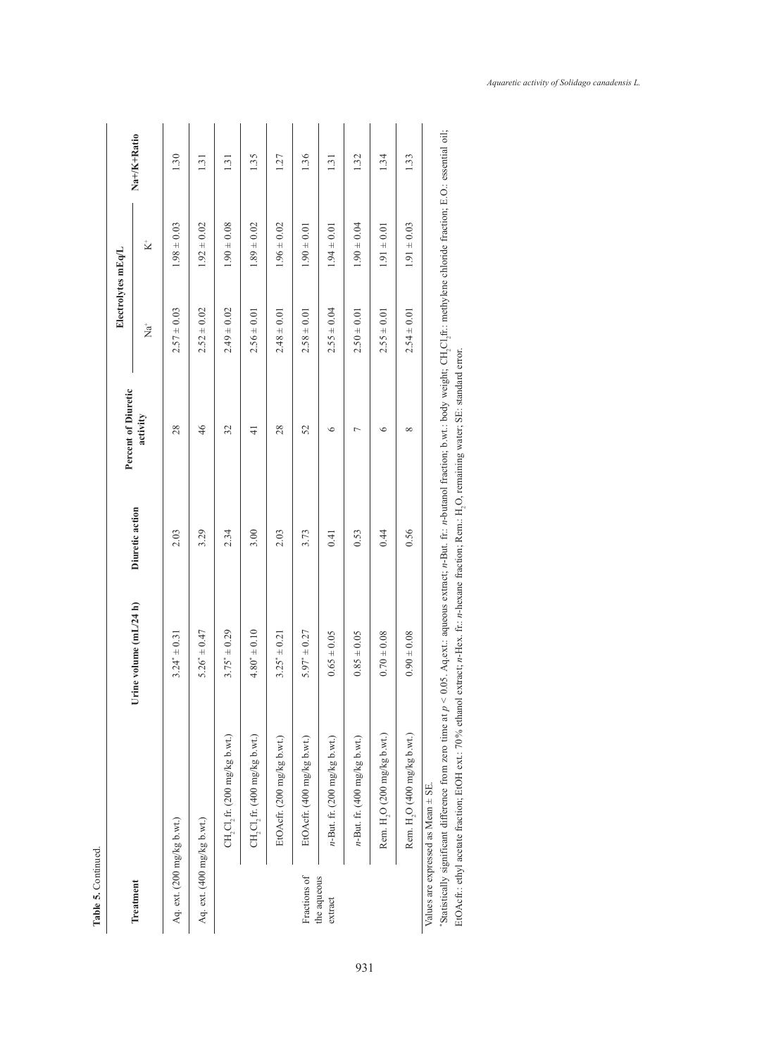**Table 5.** Continued.

| Treatment | | Urine volume (mL/24 h) | Diuretic action | Percent of Diuretic activity | Electrolytes mEq/L | | Na+/K+Ratio |
|---|---|---|---|---|---|---|---|
| | | | | | $Na^+$ | $K^+$ | |
| Aq. ext. (200 mg/kg b.wt.) | | $3.24^* \pm 0.31$ | 2.03 | 28 | $2.57 \pm 0.03$ | $1.98 \pm 0.03$ | 1.30 |
| Aq. ext. (400 mg/kg b.wt.) | | $5.26^* \pm 0.47$ | 3.29 | 46 | $2.52 \pm 0.02$ | $1.92 \pm 0.02$ | 1.31 |
| Fractions of the aqueous extract | $CH_2Cl_2$ fr. (200 mg/kg b.wt.) | $3.75^* \pm 0.29$ | 2.34 | 32 | $2.49 \pm 0.02$ | $1.90 \pm 0.08$ | 1.31 |
| | $CH_2Cl_2$ fr. (400 mg/kg b.wt.) | $4.80^* \pm 0.10$ | 3.00 | 41 | $2.56 \pm 0.01$ | $1.89 \pm 0.02$ | 1.35 |
| | EtOAcfr. (200 mg/kg b.wt.) | $3.25^* \pm 0.21$ | 2.03 | 28 | $2.48 \pm 0.01$ | $1.96 \pm 0.02$ | 1.27 |
| | EtOAcfr. (400 mg/kg b.wt.) | $5.97^* \pm 0.27$ | 3.73 | 52 | $2.58 \pm 0.01$ | $1.90 \pm 0.01$ | 1.36 |
| | *n*-But. fr. (200 mg/kg b.wt.) | $0.65 \pm 0.05$ | 0.41 | 6 | $2.55 \pm 0.04$ | $1.94 \pm 0.01$ | 1.31 |
| | *n*-But. fr. (400 mg/kg b.wt.) | $0.85 \pm 0.05$ | 0.53 | 7 | $2.50 \pm 0.01$ | $1.90 \pm 0.04$ | 1.32 |
| | Rem. $H_2O$ (200 mg/kg b.wt.) | $0.70 \pm 0.08$ | 0.44 | 6 | $2.55 \pm 0.01$ | $1.91 \pm 0.01$ | 1.34 |
| | Rem. $H_2O$ (400 mg/kg b.wt.) | $0.90 \pm 0.08$ | 0.56 | 8 | $2.54 \pm 0.01$ | $1.91 \pm 0.03$ | 1.33 |

Values are expressed as Mean ± SE.

*Statistically significant difference from zero time at $p < 0.05$. Aq.ext.: aqueous extract; *n*-But. fr.: *n*-butanol fraction; b.wt.: body weight; $CH_2Cl_2$fr.: methylene chloride fraction; E.O.: essential oil; EtOAcfr.: ethyl acetate fraction; EtOH ext.: 70% ethanol extract; *n*-Hex. fr.: *n*-hexane fraction; Rem.: $H_2O$, remaining water; SE: standard error.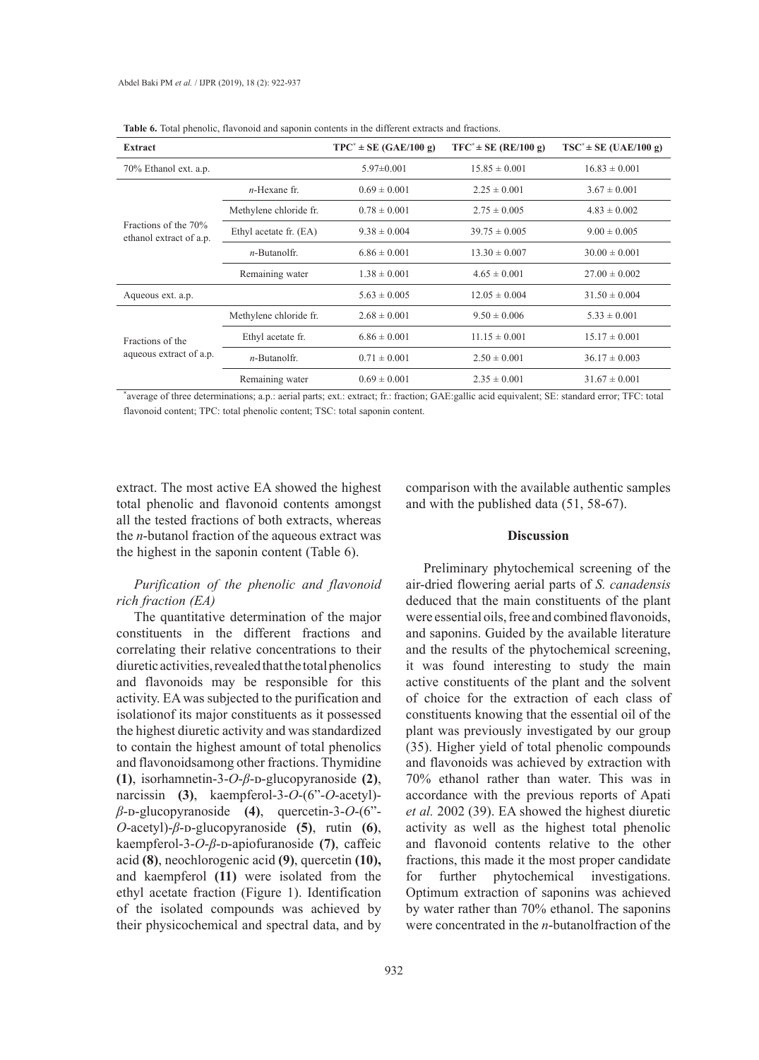**Table 6.** Total phenolic, flavonoid and saponin contents in the different extracts and fractions.

| Extract | | TPC* ± SE (GAE/100 g) | TFC* ± SE (RE/100 g) | TSC* ± SE (UAE/100 g) |
|---|---|---|---|---|
| 70% Ethanol ext. a.p. | | 5.97±0.001 | 15.85 ± 0.001 | 16.83 ± 0.001 |
| Fractions of the 70% ethanol extract of a.p. | *n*-Hexane fr. | 0.69 ± 0.001 | 2.25 ± 0.001 | 3.67 ± 0.001 |
| | Methylene chloride fr. | 0.78 ± 0.001 | 2.75 ± 0.005 | 4.83 ± 0.002 |
| | Ethyl acetate fr. (EA) | 9.38 ± 0.004 | 39.75 ± 0.005 | 9.00 ± 0.005 |
| | *n*-Butanolfr. | 6.86 ± 0.001 | 13.30 ± 0.007 | 30.00 ± 0.001 |
| | Remaining water | 1.38 ± 0.001 | 4.65 ± 0.001 | 27.00 ± 0.002 |
| Aqueous ext. a.p. | | 5.63 ± 0.005 | 12.05 ± 0.004 | 31.50 ± 0.004 |
| Fractions of the aqueous extract of a.p. | Methylene chloride fr. | 2.68 ± 0.001 | 9.50 ± 0.006 | 5.33 ± 0.001 |
| | Ethyl acetate fr. | 6.86 ± 0.001 | 11.15 ± 0.001 | 15.17 ± 0.001 |
| | *n*-Butanolfr. | 0.71 ± 0.001 | 2.50 ± 0.001 | 36.17 ± 0.003 |
| | Remaining water | 0.69 ± 0.001 | 2.35 ± 0.001 | 31.67 ± 0.001 |

*average of three determinations; a.p.: aerial parts; ext.: extract; fr.: fraction; GAE:gallic acid equivalent; SE: standard error; TFC: total flavonoid content; TPC: total phenolic content; TSC: total saponin content.

extract. The most active EA showed the highest total phenolic and flavonoid contents amongst all the tested fractions of both extracts, whereas the *n*-butanol fraction of the aqueous extract was the highest in the saponin content (Table 6).

*Purification of the phenolic and flavonoid rich fraction (EA)*

The quantitative determination of the major constituents in the different fractions and correlating their relative concentrations to their diuretic activities, revealed that the total phenolics and flavonoids may be responsible for this activity. EA was subjected to the purification and isolationof its major constituents as it possessed the highest diuretic activity and was standardized to contain the highest amount of total phenolics and flavonoidsamong other fractions. Thymidine **(1)**, isorhamnetin-3-*O*-*β*-D-glucopyranoside **(2)**, narcissin **(3)**, kaempferol-3-*O*-(6"-*O*-acetyl)-*β*-D-glucopyranoside **(4)**, quercetin-3-*O*-(6"-*O*-acetyl)-*β*-D-glucopyranoside **(5)**, rutin **(6)**, kaempferol-3-*O*-*β*-D-apiofuranoside **(7)**, caffeic acid **(8)**, neochlorogenic acid **(9)**, quercetin **(10),** and kaempferol **(11)** were isolated from the ethyl acetate fraction (Figure 1). Identification of the isolated compounds was achieved by their physicochemical and spectral data, and by comparison with the available authentic samples and with the published data (51, 58-67).

## Discussion

Preliminary phytochemical screening of the air-dried flowering aerial parts of *S. canadensis* deduced that the main constituents of the plant were essential oils, free and combined flavonoids, and saponins. Guided by the available literature and the results of the phytochemical screening, it was found interesting to study the main active constituents of the plant and the solvent of choice for the extraction of each class of constituents knowing that the essential oil of the plant was previously investigated by our group (35). Higher yield of total phenolic compounds and flavonoids was achieved by extraction with 70% ethanol rather than water. This was in accordance with the previous reports of Apati *et al.* 2002 (39). EA showed the highest diuretic activity as well as the highest total phenolic and flavonoid contents relative to the other fractions, this made it the most proper candidate for further phytochemical investigations. Optimum extraction of saponins was achieved by water rather than 70% ethanol. The saponins were concentrated in the *n*-butanolfraction of the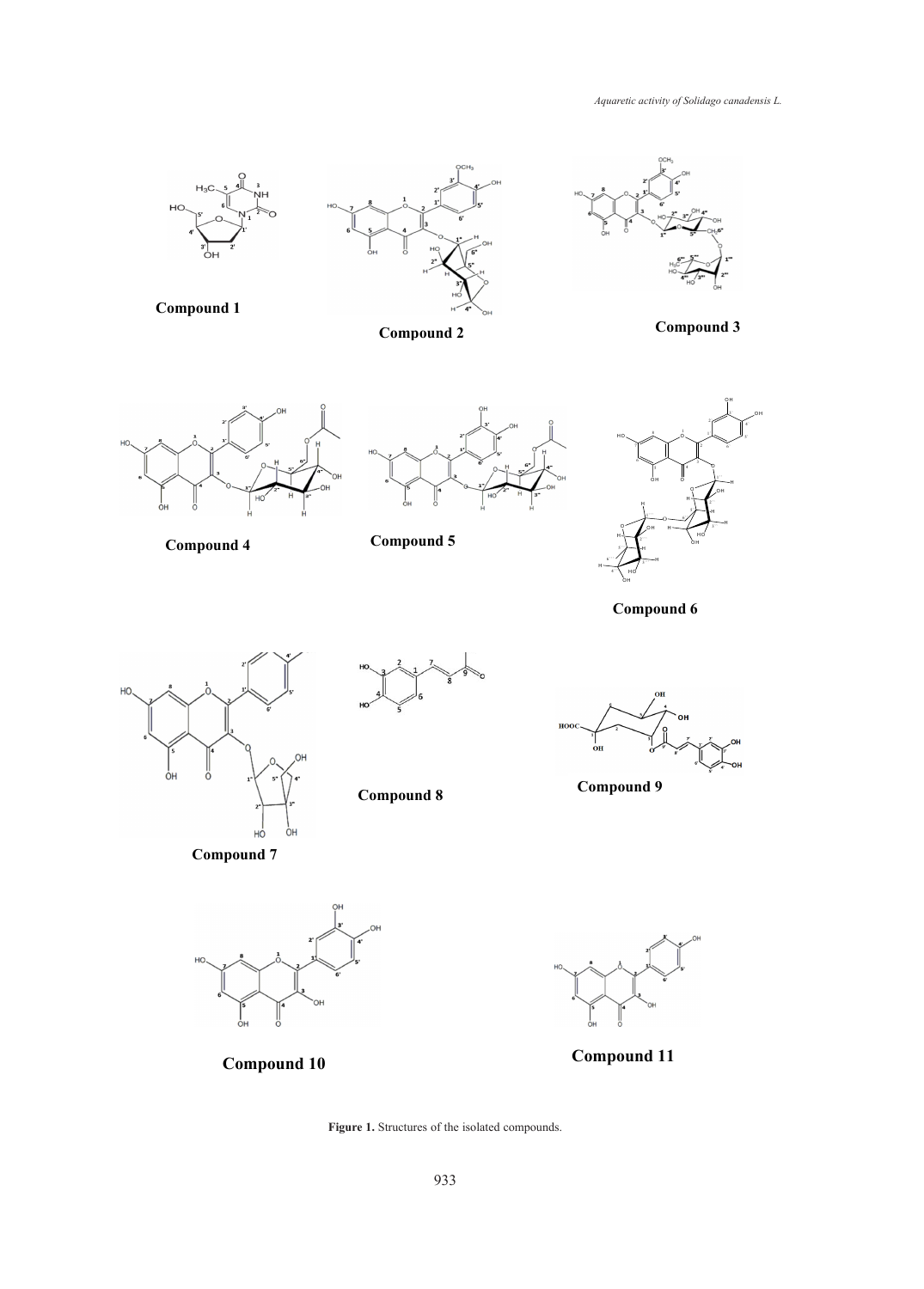Compound 1

Compound 2

Compound 3

Compound 4

Compound 5

Compound 6

Compound 7

Compound 8

Compound 9

Compound 10

Compound 11

**Figure 1.** Structures of the isolated compounds.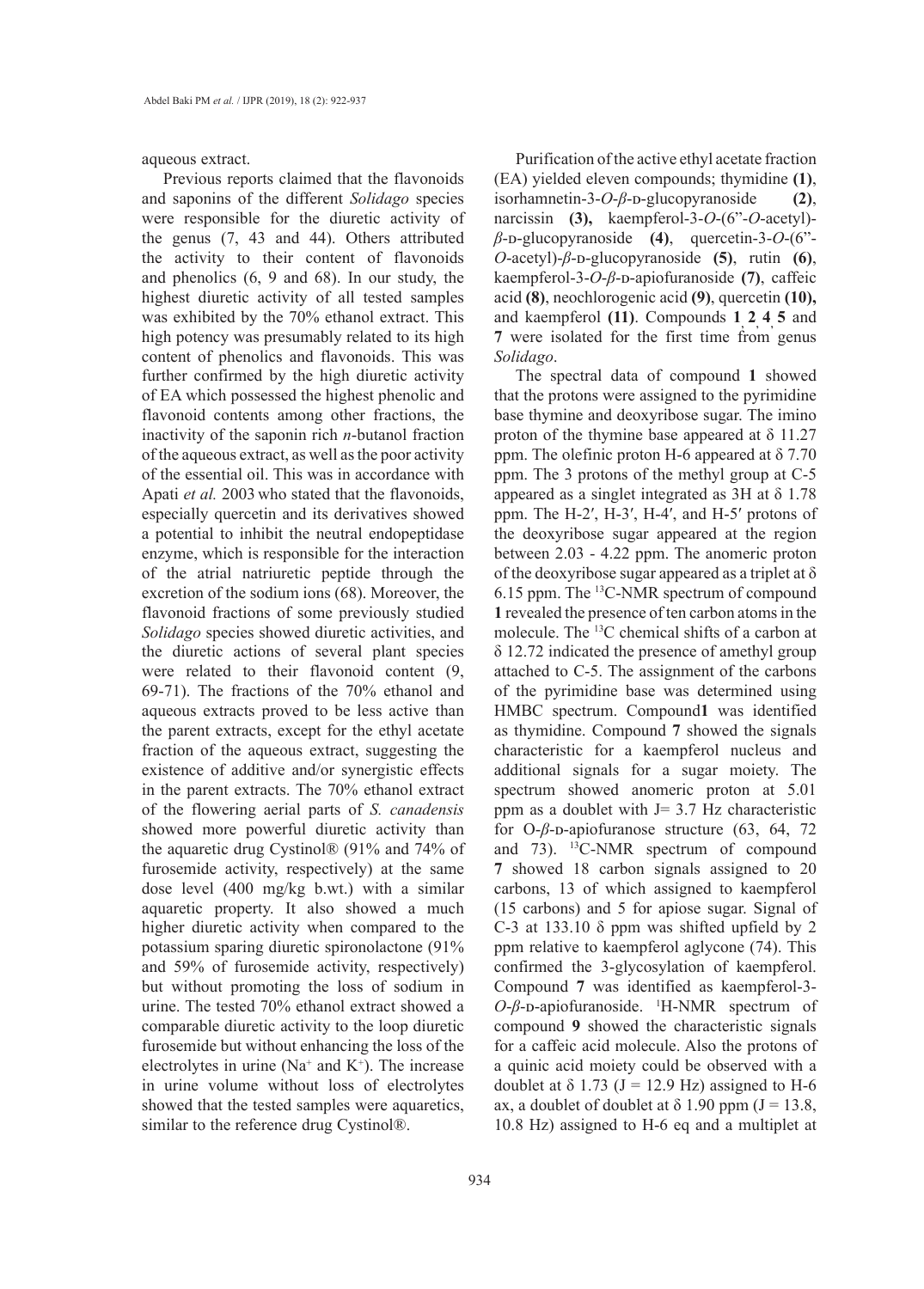aqueous extract.

Previous reports claimed that the flavonoids and saponins of the different *Solidago* species were responsible for the diuretic activity of the genus (7, 43 and 44). Others attributed the activity to their content of flavonoids and phenolics (6, 9 and 68). In our study, the highest diuretic activity of all tested samples was exhibited by the 70% ethanol extract. This high potency was presumably related to its high content of phenolics and flavonoids. This was further confirmed by the high diuretic activity of EA which possessed the highest phenolic and flavonoid contents among other fractions, the inactivity of the saponin rich *n*-butanol fraction of the aqueous extract, as well as the poor activity of the essential oil. This was in accordance with Apati *et al.* 2003 who stated that the flavonoids, especially quercetin and its derivatives showed a potential to inhibit the neutral endopeptidase enzyme, which is responsible for the interaction of the atrial natriuretic peptide through the excretion of the sodium ions (68). Moreover, the flavonoid fractions of some previously studied *Solidago* species showed diuretic activities, and the diuretic actions of several plant species were related to their flavonoid content (9, 69-71). The fractions of the 70% ethanol and aqueous extracts proved to be less active than the parent extracts, except for the ethyl acetate fraction of the aqueous extract, suggesting the existence of additive and/or synergistic effects in the parent extracts. The 70% ethanol extract of the flowering aerial parts of *S. canadensis* showed more powerful diuretic activity than the aquaretic drug Cystinol® (91% and 74% of furosemide activity, respectively) at the same dose level (400 mg/kg b.wt.) with a similar aquaretic property. It also showed a much higher diuretic activity when compared to the potassium sparing diuretic spironolactone (91% and 59% of furosemide activity, respectively) but without promoting the loss of sodium in urine. The tested 70% ethanol extract showed a comparable diuretic activity to the loop diuretic furosemide but without enhancing the loss of the electrolytes in urine ($Na^+$ and $K^+$). The increase in urine volume without loss of electrolytes showed that the tested samples were aquaretics, similar to the reference drug Cystinol®.

Purification of the active ethyl acetate fraction (EA) yielded eleven compounds; thymidine **(1)**, isorhamnetin-3-*O*-*β*-D-glucopyranoside **(2)**, narcissin **(3),** kaempferol-3-*O*-(6"-*O*-acetyl)-*β*-D-glucopyranoside **(4)**, quercetin-3-*O*-(6"-*O*-acetyl)-*β*-D-glucopyranoside **(5)**, rutin **(6)**, kaempferol-3-*O*-*β*-D-apiofuranoside **(7)**, caffeic acid **(8)**, neochlorogenic acid **(9)**, quercetin **(10),** and kaempferol **(11)**. Compounds **1**, **2**, **4**, **5** and **7** were isolated for the first time from genus *Solidago*.

The spectral data of compound **1** showed that the protons were assigned to the pyrimidine base thymine and deoxyribose sugar. The imino proton of the thymine base appeared at δ 11.27 ppm. The olefinic proton H-6 appeared at δ 7.70 ppm. The 3 protons of the methyl group at C-5 appeared as a singlet integrated as 3H at δ 1.78 ppm. The H-2′, H-3′, H-4′, and H-5′ protons of the deoxyribose sugar appeared at the region between 2.03 - 4.22 ppm. The anomeric proton of the deoxyribose sugar appeared as a triplet at δ 6.15 ppm. The $^{13}$C-NMR spectrum of compound **1** revealed the presence of ten carbon atoms in the molecule. The $^{13}$C chemical shifts of a carbon at δ 12.72 indicated the presence of amethyl group attached to C-5. The assignment of the carbons of the pyrimidine base was determined using HMBC spectrum. Compound**1** was identified as thymidine. Compound **7** showed the signals characteristic for a kaempferol nucleus and additional signals for a sugar moiety. The spectrum showed anomeric proton at 5.01 ppm as a doublet with J= 3.7 Hz characteristic for O-*β*-D-apiofuranose structure (63, 64, 72 and 73). $^{13}$C-NMR spectrum of compound **7** showed 18 carbon signals assigned to 20 carbons, 13 of which assigned to kaempferol (15 carbons) and 5 for apiose sugar. Signal of C-3 at 133.10 δ ppm was shifted upfield by 2 ppm relative to kaempferol aglycone (74). This confirmed the 3-glycosylation of kaempferol. Compound **7** was identified as kaempferol-3-*O*-*β*-D-apiofuranoside. $^1$H-NMR spectrum of compound **9** showed the characteristic signals for a caffeic acid molecule. Also the protons of a quinic acid moiety could be observed with a doublet at δ 1.73 (J = 12.9 Hz) assigned to H-6 ax, a doublet of doublet at δ 1.90 ppm (J = 13.8, 10.8 Hz) assigned to H-6 eq and a multiplet at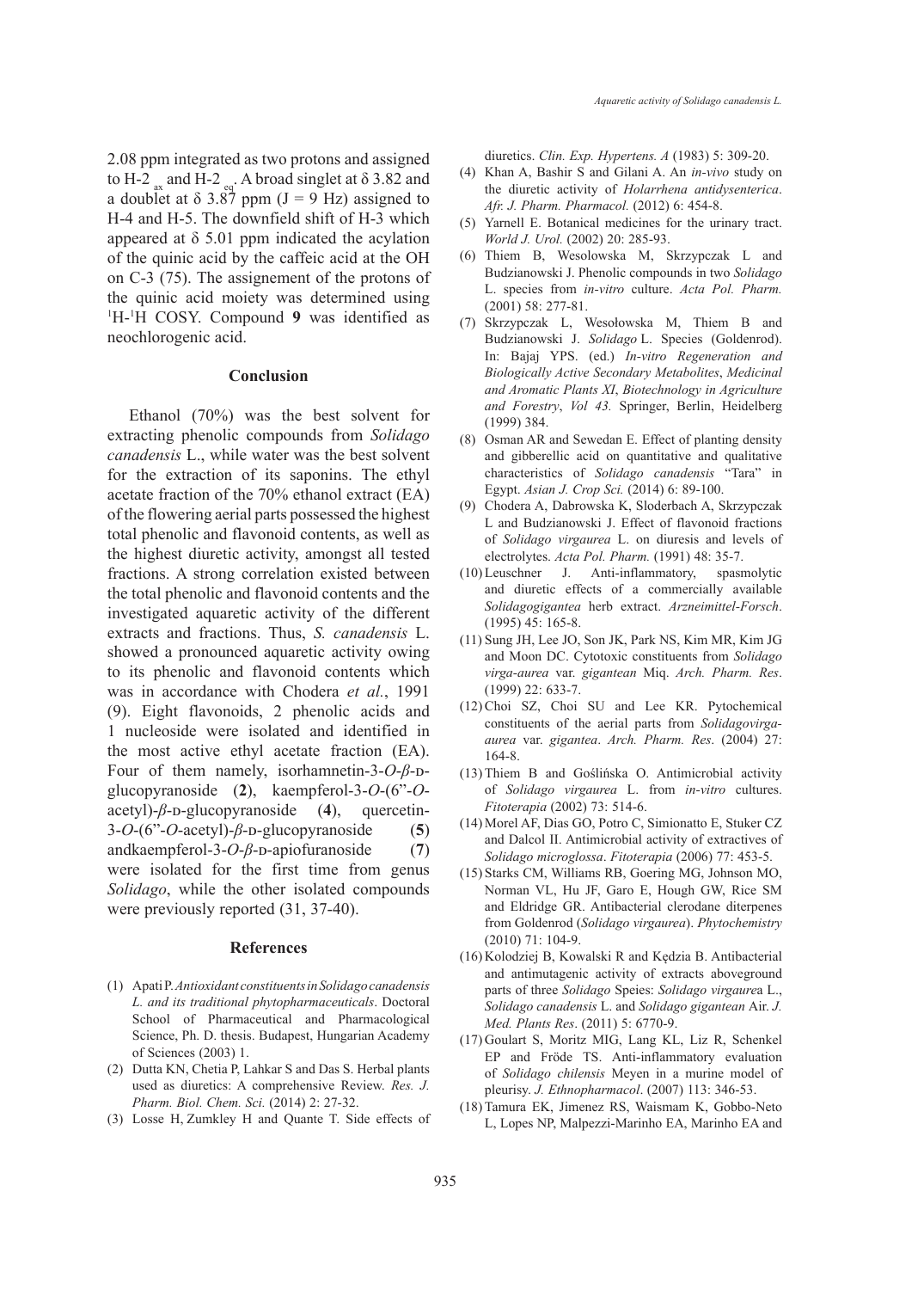2.08 ppm integrated as two protons and assigned to H-2 $_{ax}$ and H-2 $_{eq}$. A broad singlet at δ 3.82 and a doublet at δ 3.87 ppm (J = 9 Hz) assigned to H-4 and H-5. The downfield shift of H-3 which appeared at δ 5.01 ppm indicated the acylation of the quinic acid by the caffeic acid at the OH on C-3 (75). The assignement of the protons of the quinic acid moiety was determined using $^{1}$H-$^{1}$H COSY. Compound **9** was identified as neochlorogenic acid.

## Conclusion

Ethanol (70%) was the best solvent for extracting phenolic compounds from *Solidago canadensis* L., while water was the best solvent for the extraction of its saponins. The ethyl acetate fraction of the 70% ethanol extract (EA) of the flowering aerial parts possessed the highest total phenolic and flavonoid contents, as well as the highest diuretic activity, amongst all tested fractions. A strong correlation existed between the total phenolic and flavonoid contents and the investigated aquaretic activity of the different extracts and fractions. Thus, *S. canadensis* L. showed a pronounced aquaretic activity owing to its phenolic and flavonoid contents which was in accordance with Chodera *et al.*, 1991 (9). Eight flavonoids, 2 phenolic acids and 1 nucleoside were isolated and identified in the most active ethyl acetate fraction (EA). Four of them namely, isorhamnetin-3-*O*-*β*-D-glucopyranoside (**2**), kaempferol-3-*O*-(6"-*O*-acetyl)-*β*-D-glucopyranoside (**4**), quercetin-3-*O*-(6"-*O*-acetyl)-*β*-D-glucopyranoside (**5**) andkaempferol-3-*O*-*β*-D-apiofuranoside (**7**) were isolated for the first time from genus *Solidago*, while the other isolated compounds were previously reported (31, 37-40).

## References

(1) Apati P. *Antioxidant constituents in Solidago canadensis L. and its traditional phytopharmaceuticals*. Doctoral School of Pharmaceutical and Pharmacological Science, Ph. D. thesis. Budapest, Hungarian Academy of Sciences (2003) 1.

(2) Dutta KN, Chetia P, Lahkar S and Das S. Herbal plants used as diuretics: A comprehensive Review. *Res. J. Pharm. Biol. Chem. Sci.* (2014) 2: 27-32.

(3) Losse H, Zumkley H and Quante T. Side effects of diuretics. *Clin. Exp. Hypertens. A* (1983) 5: 309-20.

(4) Khan A, Bashir S and Gilani A. An *in-vivo* study on the diuretic activity of *Holarrhena antidysenterica*. *Afr. J. Pharm. Pharmacol.* (2012) 6: 454-8.

(5) Yarnell E. Botanical medicines for the urinary tract. *World J. Urol.* (2002) 20: 285-93.

(6) Thiem B, Wesolowska M, Skrzypczak L and Budzianowski J. Phenolic compounds in two *Solidago* L. species from *in-vitro* culture. *Acta Pol. Pharm.* (2001) 58: 277-81.

(7) Skrzypczak L, Wesołowska M, Thiem B and Budzianowski J. *Solidago* L. Species (Goldenrod). In: Bajaj YPS. (ed.) *In-vitro Regeneration and Biologically Active Secondary Metabolites*, *Medicinal and Aromatic Plants XI*, *Biotechnology in Agriculture and Forestry*, *Vol 43.* Springer, Berlin, Heidelberg (1999) 384.

(8) Osman AR and Sewedan E. Effect of planting density and gibberellic acid on quantitative and qualitative characteristics of *Solidago canadensis* "Tara" in Egypt. *Asian J. Crop Sci.* (2014) 6: 89-100.

(9) Chodera A, Dabrowska K, Sloderbach A, Skrzypczak L and Budzianowski J. Effect of flavonoid fractions of *Solidago virgaurea* L. on diuresis and levels of electrolytes. *Acta Pol. Pharm.* (1991) 48: 35-7.

(10) Leuschner J. Anti-inflammatory, spasmolytic and diuretic effects of a commercially available *Solidagogigantea* herb extract. *Arzneimittel-Forsch*. (1995) 45: 165-8.

(11) Sung JH, Lee JO, Son JK, Park NS, Kim MR, Kim JG and Moon DC. Cytotoxic constituents from *Solidago virga-aurea* var. *gigantean* Miq. *Arch. Pharm. Res*. (1999) 22: 633-7.

(12) Choi SZ, Choi SU and Lee KR. Pytochemical constituents of the aerial parts from *Solidagovirga-aurea* var. *gigantea*. *Arch. Pharm. Res*. (2004) 27: 164-8.

(13) Thiem B and Goślińska O. Antimicrobial activity of *Solidago virgaurea* L. from *in-vitro* cultures. *Fitoterapia* (2002) 73: 514-6.

(14) Morel AF, Dias GO, Potro C, Simionatto E, Stuker CZ and Dalcol II. Antimicrobial activity of extractives of *Solidago microglossa*. *Fitoterapia* (2006) 77: 453-5.

(15) Starks CM, Williams RB, Goering MG, Johnson MO, Norman VL, Hu JF, Garo E, Hough GW, Rice SM and Eldridge GR. Antibacterial clerodane diterpenes from Goldenrod (*Solidago virgaurea*). *Phytochemistry* (2010) 71: 104-9.

(16) Kolodziej B, Kowalski R and Kędzia B. Antibacterial and antimutagenic activity of extracts aboveground parts of three *Solidago* Speies: *Solidago virgaurea* L., *Solidago canadensis* L. and *Solidago gigantean* Air. *J. Med. Plants Res*. (2011) 5: 6770-9.

(17) Goulart S, Moritz MIG, Lang KL, Liz R, Schenkel EP and Fröde TS. Anti-inflammatory evaluation of *Solidago chilensis* Meyen in a murine model of pleurisy. *J. Ethnopharmacol*. (2007) 113: 346-53.

(18) Tamura EK, Jimenez RS, Waismam K, Gobbo-Neto L, Lopes NP, Malpezzi-Marinho EA, Marinho EA and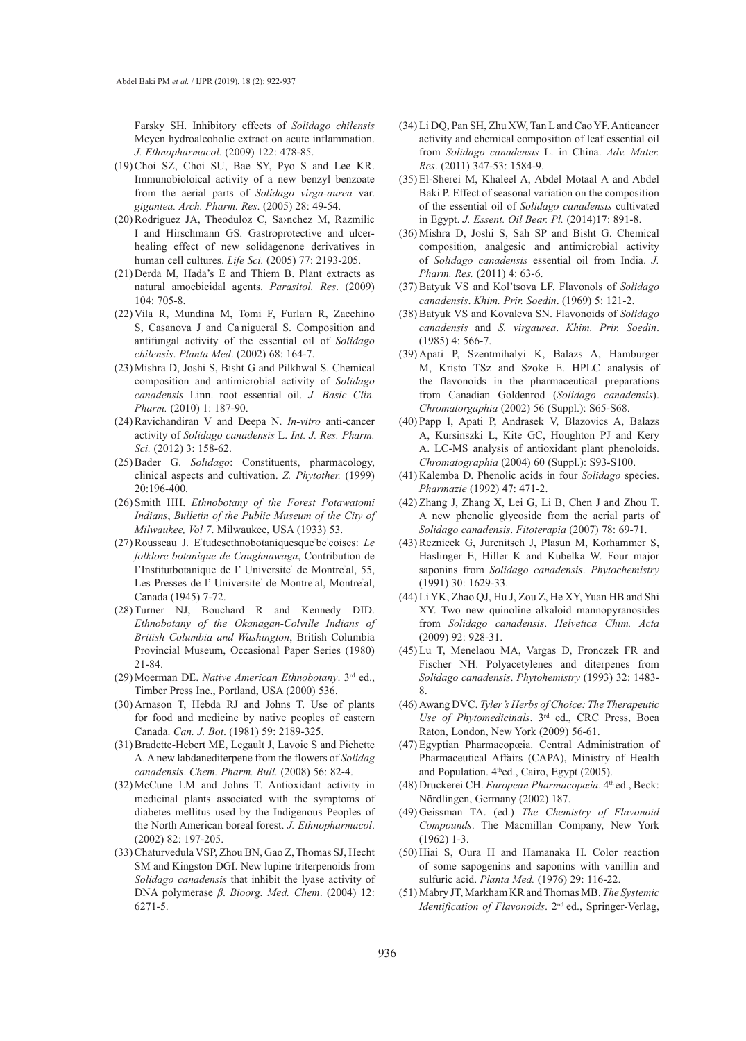Farsky SH. Inhibitory effects of *Solidago chilensis* Meyen hydroalcoholic extract on acute inflammation. *J. Ethnopharmacol.* (2009) 122: 478-85.

(19) Choi SZ, Choi SU, Bae SY, Pyo S and Lee KR. Immunobioloical activity of a new benzyl benzoate from the aerial parts of *Solidago virga-aurea* var. *gigantea. Arch. Pharm. Res*. (2005) 28: 49-54.

(20) Rodriguez JA, Theoduloz C, Sa›nchez M, Razmilic I and Hirschmann GS. Gastroprotective and ulcer-healing effect of new solidagenone derivatives in human cell cultures. *Life Sci.* (2005) 77: 2193-205.

(21) Derda M, Hada's E and Thiem B. Plant extracts as natural amoebicidal agents. *Parasitol. Res*. (2009) 104: 705-8.

(22) Vila R, Mundina M, Tomi F, Furla'n R, Zacchino S, Casanova J and Ca˙nigueral S. Composition and antifungal activity of the essential oil of *Solidago chilensis*. *Planta Med*. (2002) 68: 164-7.

(23) Mishra D, Joshi S, Bisht G and Pilkhwal S. Chemical composition and antimicrobial activity of *Solidago canadensis* Linn. root essential oil. *J. Basic Clin. Pharm.* (2010) 1: 187-90.

(24) Ravichandiran V and Deepa N. *In-vitro* anti-cancer activity of *Solidago canadensis* L. *Int. J. Res. Pharm. Sci.* (2012) 3: 158-62.

(25) Bader G. *Solidago*: Constituents, pharmacology, clinical aspects and cultivation. *Z. Phytother.* (1999) 20:196-400.

(26) Smith HH. *Ethnobotany of the Forest Potawatomi Indians*, *Bulletin of the Public Museum of the City of Milwaukee, Vol 7*. Milwaukee, USA (1933) 53.

(27) Rousseau J. E˙tudesethnobotaniquesque˙be˙coises: *Le folklore botanique de Caughnawaga*, Contribution de l'Institutbotanique de l' Universite˙ de Montre˙al, 55, Les Presses de l' Universite˙ de Montre˙al, Montre˙al, Canada (1945) 7-72.

(28) Turner NJ, Bouchard R and Kennedy DID. *Ethnobotany of the Okanagan-Colville Indians of British Columbia and Washington*, British Columbia Provincial Museum, Occasional Paper Series (1980) 21-84.

(29) Moerman DE. *Native American Ethnobotany*. 3rd ed., Timber Press Inc., Portland, USA (2000) 536.

(30) Arnason T, Hebda RJ and Johns T. Use of plants for food and medicine by native peoples of eastern Canada. *Can. J. Bot*. (1981) 59: 2189-325.

(31) Bradette-Hebert ME, Legault J, Lavoie S and Pichette A. A new labdanediterpene from the flowers of *Solidag canadensis*. *Chem. Pharm. Bull.* (2008) 56: 82-4.

(32) McCune LM and Johns T. Antioxidant activity in medicinal plants associated with the symptoms of diabetes mellitus used by the Indigenous Peoples of the North American boreal forest. *J. Ethnopharmacol*. (2002) 82: 197-205.

(33) Chaturvedula VSP, Zhou BN, Gao Z, Thomas SJ, Hecht SM and Kingston DGI. New lupine triterpenoids from *Solidago canadensis* that inhibit the lyase activity of DNA polymerase *β*. *Bioorg. Med. Chem*. (2004) 12: 6271-5.

(34) Li DQ, Pan SH, Zhu XW, Tan L and Cao YF. Anticancer activity and chemical composition of leaf essential oil from *Solidago canadensis* L. in China. *Adv. Mater. Res*. (2011) 347-53: 1584-9.

(35) El-Sherei M, Khaleel A, Abdel Motaal A and Abdel Baki P. Effect of seasonal variation on the composition of the essential oil of *Solidago canadensis* cultivated in Egypt. *J. Essent. Oil Bear. Pl.* (2014)17: 891-8.

(36) Mishra D, Joshi S, Sah SP and Bisht G. Chemical composition, analgesic and antimicrobial activity of *Solidago canadensis* essential oil from India. *J. Pharm. Res.* (2011) 4: 63-6.

(37) Batyuk VS and Kol'tsova LF. Flavonols of *Solidago canadensis*. *Khim. Prir. Soedin*. (1969) 5: 121-2.

(38) Batyuk VS and Kovaleva SN. Flavonoids of *Solidago canadensis* and *S. virgaurea*. *Khim. Prir. Soedin*. (1985) 4: 566-7.

(39) Apati P, Szentmihalyi K, Balazs A, Hamburger M, Kristo TSz and Szoke E. HPLC analysis of the flavonoids in the pharmaceutical preparations from Canadian Goldenrod (*Solidago canadensis*). *Chromatorgaphia* (2002) 56 (Suppl.): S65-S68.

(40) Papp I, Apati P, Andrasek V, Blazovics A, Balazs A, Kursinszki L, Kite GC, Houghton PJ and Kery A. LC-MS analysis of antioxidant plant phenoloids. *Chromatographia* (2004) 60 (Suppl.): S93-S100.

(41) Kalemba D. Phenolic acids in four *Solidago* species. *Pharmazie* (1992) 47: 471-2.

(42) Zhang J, Zhang X, Lei G, Li B, Chen J and Zhou T. A new phenolic glycoside from the aerial parts of *Solidago canadensis*. *Fitoterapia* (2007) 78: 69-71.

(43) Reznicek G, Jurenitsch J, Plasun M, Korhammer S, Haslinger E, Hiller K and Kubelka W. Four major saponins from *Solidago canadensis*. *Phytochemistry* (1991) 30: 1629-33.

(44) Li YK, Zhao QJ, Hu J, Zou Z, He XY, Yuan HB and Shi XY. Two new quinoline alkaloid mannopyranosides from *Solidago canadensis*. *Helvetica Chim. Acta* (2009) 92: 928-31.

(45) Lu T, Menelaou MA, Vargas D, Fronczek FR and Fischer NH. Polyacetylenes and diterpenes from *Solidago canadensis*. *Phytohemistry* (1993) 32: 1483-8.

(46) Awang DVC. *Tyler's Herbs of Choice: The Therapeutic Use of Phytomedicinals*. 3rd ed., CRC Press, Boca Raton, London, New York (2009) 56-61.

(47) Egyptian Pharmacopœia. Central Administration of Pharmaceutical Affairs (CAPA), Ministry of Health and Population. 4thed., Cairo, Egypt (2005).

(48) Druckerei CH. *European Pharmacopœia*. 4th ed., Beck: Nördlingen, Germany (2002) 187.

(49) Geissman TA. (ed.) *The Chemistry of Flavonoid Compounds*. The Macmillan Company, New York (1962) 1-3.

(50) Hiai S, Oura H and Hamanaka H. Color reaction of some sapogenins and saponins with vanillin and sulfuric acid. *Planta Med.* (1976) 29: 116-22.

(51) Mabry JT, Markham KR and Thomas MB. *The Systemic Identification of Flavonoids*. 2nd ed., Springer-Verlag,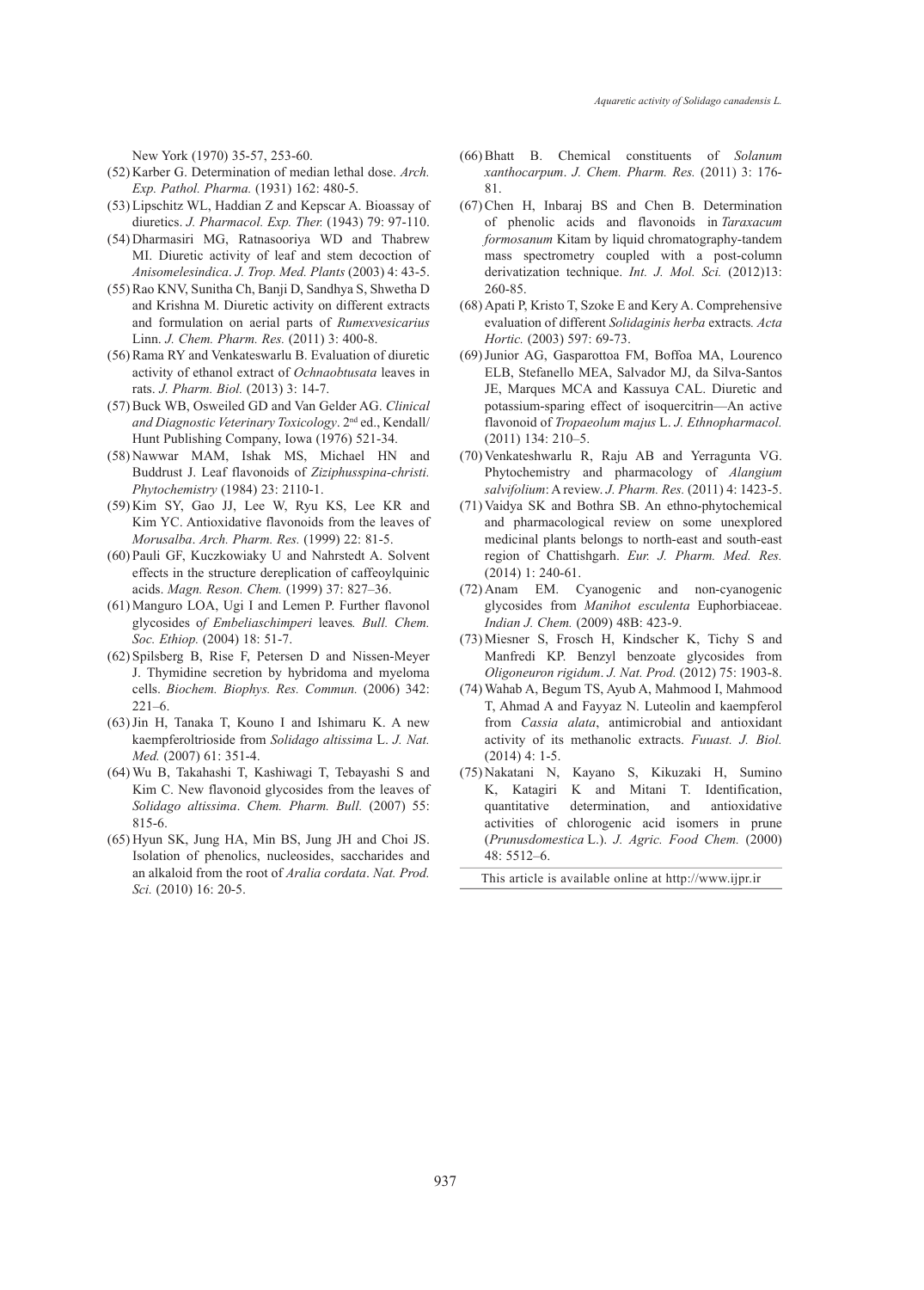New York (1970) 35-57, 253-60.

(52) Karber G. Determination of median lethal dose. *Arch. Exp. Pathol. Pharma.* (1931) 162: 480-5.

(53) Lipschitz WL, Haddian Z and Kepscar A. Bioassay of diuretics. *J. Pharmacol. Exp. Ther.* (1943) 79: 97-110.

(54) Dharmasiri MG, Ratnasooriya WD and Thabrew MI. Diuretic activity of leaf and stem decoction of *Anisomelesindica*. *J. Trop. Med. Plants* (2003) 4: 43-5.

(55) Rao KNV, Sunitha Ch, Banji D, Sandhya S, Shwetha D and Krishna M. Diuretic activity on different extracts and formulation on aerial parts of *Rumexvesicarius* Linn. *J. Chem. Pharm. Res.* (2011) 3: 400-8.

(56) Rama RY and Venkateswarlu B. Evaluation of diuretic activity of ethanol extract of *Ochnaobtusata* leaves in rats. *J. Pharm. Biol.* (2013) 3: 14-7.

(57) Buck WB, Osweiled GD and Van Gelder AG. *Clinical and Diagnostic Veterinary Toxicology*. 2nd ed., Kendall/Hunt Publishing Company, Iowa (1976) 521-34.

(58) Nawwar MAM, Ishak MS, Michael HN and Buddrust J. Leaf flavonoids of *Ziziphusspina-christi. Phytochemistry* (1984) 23: 2110-1.

(59) Kim SY, Gao JJ, Lee W, Ryu KS, Lee KR and Kim YC. Antioxidative flavonoids from the leaves of *Morusalba*. *Arch. Pharm. Res.* (1999) 22: 81-5.

(60) Pauli GF, Kuczkowiaky U and Nahrstedt A. Solvent effects in the structure dereplication of caffeoylquinic acids. *Magn. Reson. Chem.* (1999) 37: 827–36.

(61) Manguro LOA, Ugi I and Lemen P. Further flavonol glycosides of *Embeliaschimperi* leaves*. Bull. Chem. Soc. Ethiop.* (2004) 18: 51-7.

(62) Spilsberg B, Rise F, Petersen D and Nissen-Meyer J. Thymidine secretion by hybridoma and myeloma cells. *Biochem. Biophys. Res. Commun.* (2006) 342: 221–6.

(63) Jin H, Tanaka T, Kouno I and Ishimaru K. A new kaempferoltrioside from *Solidago altissima* L. *J. Nat. Med.* (2007) 61: 351-4.

(64) Wu B, Takahashi T, Kashiwagi T, Tebayashi S and Kim C. New flavonoid glycosides from the leaves of *Solidago altissima*. *Chem. Pharm. Bull.* (2007) 55: 815-6.

(65) Hyun SK, Jung HA, Min BS, Jung JH and Choi JS. Isolation of phenolics, nucleosides, saccharides and an alkaloid from the root of *Aralia cordata*. *Nat. Prod. Sci.* (2010) 16: 20-5.

(66) Bhatt B. Chemical constituents of *Solanum xanthocarpum*. *J. Chem. Pharm. Res.* (2011) 3: 176-81.

(67) Chen H, Inbaraj BS and Chen B. Determination of phenolic acids and flavonoids in *Taraxacum formosanum* Kitam by liquid chromatography-tandem mass spectrometry coupled with a post-column derivatization technique. *Int. J. Mol. Sci.* (2012)13: 260-85.

(68) Apati P, Kristo T, Szoke E and Kery A. Comprehensive evaluation of different *Solidaginis herba* extracts*. Acta Hortic.* (2003) 597: 69-73.

(69) Junior AG, Gasparottoa FM, Boffoa MA, Lourenco ELB, Stefanello MEA, Salvador MJ, da Silva-Santos JE, Marques MCA and Kassuya CAL. Diuretic and potassium-sparing effect of isoquercitrin—An active flavonoid of *Tropaeolum majus* L. *J. Ethnopharmacol.* (2011) 134: 210–5.

(70) Venkateshwarlu R, Raju AB and Yerragunta VG. Phytochemistry and pharmacology of *Alangium salvifolium*: A review. *J. Pharm. Res.* (2011) 4: 1423-5.

(71) Vaidya SK and Bothra SB. An ethno-phytochemical and pharmacological review on some unexplored medicinal plants belongs to north-east and south-east region of Chattishgarh. *Eur. J. Pharm. Med. Res.* (2014) 1: 240-61.

(72) Anam EM. Cyanogenic and non-cyanogenic glycosides from *Manihot esculenta* Euphorbiaceae. *Indian J. Chem.* (2009) 48B: 423-9.

(73) Miesner S, Frosch H, Kindscher K, Tichy S and Manfredi KP. Benzyl benzoate glycosides from *Oligoneuron rigidum*. *J. Nat. Prod.* (2012) 75: 1903-8.

(74) Wahab A, Begum TS, Ayub A, Mahmood I, Mahmood T, Ahmad A and Fayyaz N. Luteolin and kaempferol from *Cassia alata*, antimicrobial and antioxidant activity of its methanolic extracts. *Fuuast. J. Biol.* (2014) 4: 1-5.

(75) Nakatani N, Kayano S, Kikuzaki H, Sumino K, Katagiri K and Mitani T. Identification, quantitative determination, and antioxidative activities of chlorogenic acid isomers in prune (*Prunusdomestica* L.). *J. Agric. Food Chem.* (2000) 48: 5512–6.

This article is available online at http://www.ijpr.ir